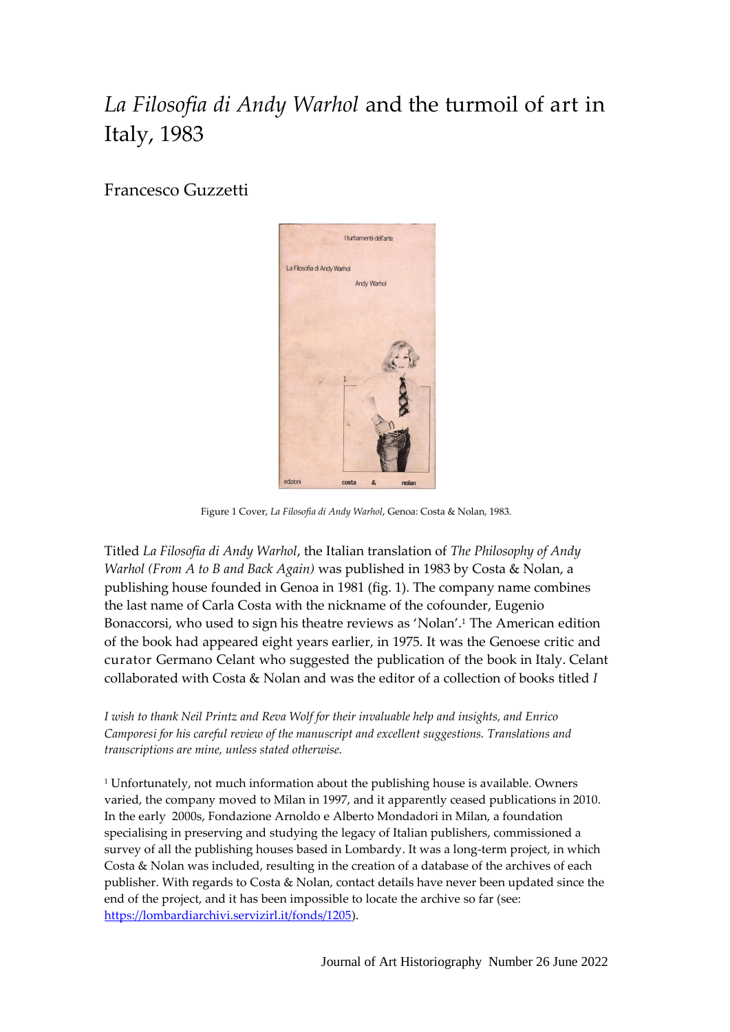# *La Filosofia di Andy Warhol* and the turmoil of art in Italy, 1983

Francesco Guzzetti

Figure 1 Cover, *La Filosofia di Andy Warhol*, Genoa: Costa & Nolan, 1983.

Titled *La Filosofia di Andy Warhol*, the Italian translation of *The Philosophy of Andy Warhol (From A to B and Back Again)* was published in 1983 by Costa & Nolan, a publishing house founded in Genoa in 1981 (fig. 1). The company name combines the last name of Carla Costa with the nickname of the cofounder, Eugenio Bonaccorsi, who used to sign his theatre reviews as 'Nolan'.[1] The American edition of the book had appeared eight years earlier, in 1975. It was the Genoese critic and curator Germano Celant who suggested the publication of the book in Italy. Celant collaborated with Costa & Nolan and was the editor of a collection of books titled *I*

*I wish to thank Neil Printz and Reva Wolf for their invaluable help and insights, and Enrico Camporesi for his careful review of the manuscript and excellent suggestions. Translations and transcriptions are mine, unless stated otherwise.*

[1] Unfortunately, not much information about the publishing house is available. Owners varied, the company moved to Milan in 1997, and it apparently ceased publications in 2010. In the early 2000s, Fondazione Arnoldo e Alberto Mondadori in Milan, a foundation specialising in preserving and studying the legacy of Italian publishers, commissioned a survey of all the publishing houses based in Lombardy. It was a long-term project, in which Costa & Nolan was included, resulting in the creation of a database of the archives of each publisher. With regards to Costa & Nolan, contact details have never been updated since the end of the project, and it has been impossible to locate the archive so far (see: https://lombardiarchivi.servizirl.it/fonds/1205).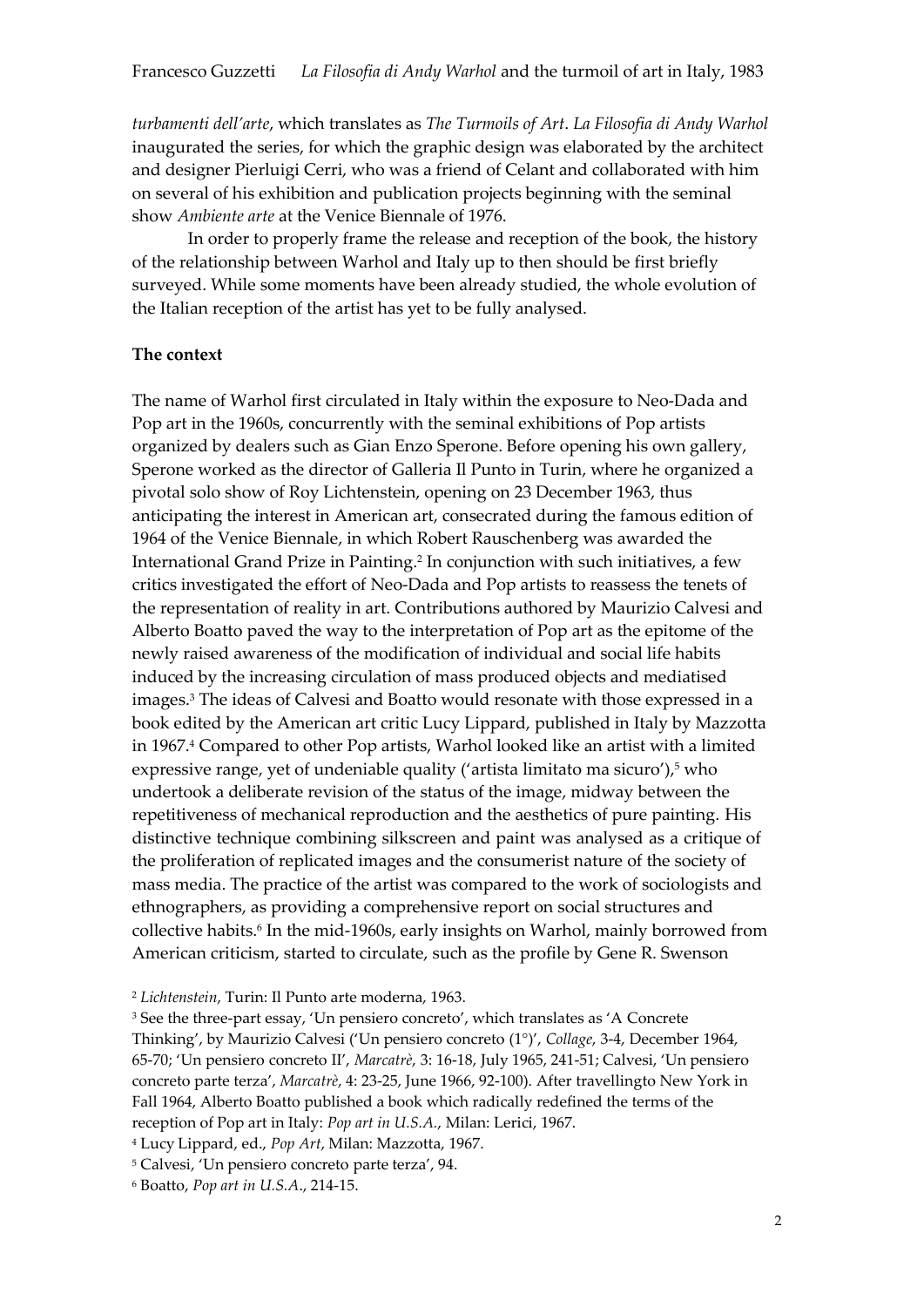*turbamenti dell'arte*, which translates as *The Turmoils of Art*. *La Filosofia di Andy Warhol* inaugurated the series, for which the graphic design was elaborated by the architect and designer Pierluigi Cerri, who was a friend of Celant and collaborated with him on several of his exhibition and publication projects beginning with the seminal show *Ambiente arte* at the Venice Biennale of 1976.

In order to properly frame the release and reception of the book, the history of the relationship between Warhol and Italy up to then should be first briefly surveyed. While some moments have been already studied, the whole evolution of the Italian reception of the artist has yet to be fully analysed.

**The context**

The name of Warhol first circulated in Italy within the exposure to Neo-Dada and Pop art in the 1960s, concurrently with the seminal exhibitions of Pop artists organized by dealers such as Gian Enzo Sperone. Before opening his own gallery, Sperone worked as the director of Galleria Il Punto in Turin, where he organized a pivotal solo show of Roy Lichtenstein, opening on 23 December 1963, thus anticipating the interest in American art, consecrated during the famous edition of 1964 of the Venice Biennale, in which Robert Rauschenberg was awarded the International Grand Prize in Painting.[2] In conjunction with such initiatives, a few critics investigated the effort of Neo-Dada and Pop artists to reassess the tenets of the representation of reality in art. Contributions authored by Maurizio Calvesi and Alberto Boatto paved the way to the interpretation of Pop art as the epitome of the newly raised awareness of the modification of individual and social life habits induced by the increasing circulation of mass produced objects and mediatised images.[3] The ideas of Calvesi and Boatto would resonate with those expressed in a book edited by the American art critic Lucy Lippard, published in Italy by Mazzotta in 1967.[4] Compared to other Pop artists, Warhol looked like an artist with a limited expressive range, yet of undeniable quality ('artista limitato ma sicuro'),[5] who undertook a deliberate revision of the status of the image, midway between the repetitiveness of mechanical reproduction and the aesthetics of pure painting. His distinctive technique combining silkscreen and paint was analysed as a critique of the proliferation of replicated images and the consumerist nature of the society of mass media. The practice of the artist was compared to the work of sociologists and ethnographers, as providing a comprehensive report on social structures and collective habits.[6] In the mid-1960s, early insights on Warhol, mainly borrowed from American criticism, started to circulate, such as the profile by Gene R. Swenson

[2] *Lichtenstein*, Turin: Il Punto arte moderna, 1963.

[3] See the three-part essay, 'Un pensiero concreto', which translates as 'A Concrete Thinking', by Maurizio Calvesi ('Un pensiero concreto (1°)', *Collage*, 3-4, December 1964, 65-70; 'Un pensiero concreto II', *Marcatrè*, 3: 16-18, July 1965, 241-51; Calvesi, 'Un pensiero concreto parte terza', *Marcatrè*, 4: 23-25, June 1966, 92-100). After travellingto New York in Fall 1964, Alberto Boatto published a book which radically redefined the terms of the reception of Pop art in Italy: *Pop art in U.S.A.*, Milan: Lerici, 1967.

[4] Lucy Lippard, ed., *Pop Art*, Milan: Mazzotta, 1967.

[5] Calvesi, 'Un pensiero concreto parte terza', 94.

[6] Boatto, *Pop art in U.S.A.*, 214-15.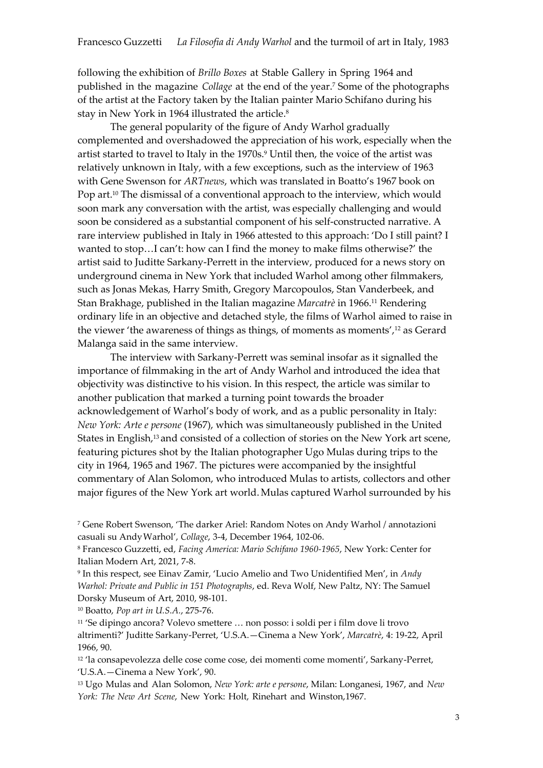following the exhibition of *Brillo Boxes* at Stable Gallery in Spring 1964 and published in the magazine *Collage* at the end of the year.[7] Some of the photographs of the artist at the Factory taken by the Italian painter Mario Schifano during his stay in New York in 1964 illustrated the article.[8]

The general popularity of the figure of Andy Warhol gradually complemented and overshadowed the appreciation of his work, especially when the artist started to travel to Italy in the 1970s.[9] Until then, the voice of the artist was relatively unknown in Italy, with a few exceptions, such as the interview of 1963 with Gene Swenson for *ARTnews*, which was translated in Boatto's 1967 book on Pop art.[10] The dismissal of a conventional approach to the interview, which would soon mark any conversation with the artist, was especially challenging and would soon be considered as a substantial component of his self-constructed narrative. A rare interview published in Italy in 1966 attested to this approach: 'Do I still paint? I wanted to stop…I can't: how can I find the money to make films otherwise?' the artist said to Juditte Sarkany-Perrett in the interview, produced for a news story on underground cinema in New York that included Warhol among other filmmakers, such as Jonas Mekas, Harry Smith, Gregory Marcopoulos, Stan Vanderbeek, and Stan Brakhage, published in the Italian magazine *Marcatrè* in 1966.[11] Rendering ordinary life in an objective and detached style, the films of Warhol aimed to raise in the viewer 'the awareness of things as things, of moments as moments',[12] as Gerard Malanga said in the same interview.

The interview with Sarkany-Perrett was seminal insofar as it signalled the importance of filmmaking in the art of Andy Warhol and introduced the idea that objectivity was distinctive to his vision. In this respect, the article was similar to another publication that marked a turning point towards the broader acknowledgement of Warhol's body of work, and as a public personality in Italy: *New York: Arte e persone* (1967), which was simultaneously published in the United States in English,[13] and consisted of a collection of stories on the New York art scene, featuring pictures shot by the Italian photographer Ugo Mulas during trips to the city in 1964, 1965 and 1967. The pictures were accompanied by the insightful commentary of Alan Solomon, who introduced Mulas to artists, collectors and other major figures of the New York art world. Mulas captured Warhol surrounded by his

[7] Gene Robert Swenson, 'The darker Ariel: Random Notes on Andy Warhol / annotazioni casuali su Andy Warhol', *Collage*, 3-4, December 1964, 102-06.

[8] Francesco Guzzetti, ed, *Facing America: Mario Schifano 1960-1965*, New York: Center for Italian Modern Art, 2021, 7-8.

[9] In this respect, see Einav Zamir, 'Lucio Amelio and Two Unidentified Men', in *Andy Warhol: Private and Public in 151 Photographs*, ed. Reva Wolf, New Paltz, NY: The Samuel Dorsky Museum of Art, 2010, 98-101.

[10] Boatto, *Pop art in U.S.A.*, 275-76.

[11] 'Se dipingo ancora? Volevo smettere … non posso: i soldi per i film dove li trovo altrimenti?' Juditte Sarkany-Perret, 'U.S.A.—Cinema a New York', *Marcatrè*, 4: 19-22, April 1966, 90.

[12] 'la consapevolezza delle cose come cose, dei momenti come momenti', Sarkany-Perret, 'U.S.A.—Cinema a New York', 90.

[13] Ugo Mulas and Alan Solomon, *New York: arte e persone*, Milan: Longanesi, 1967, and *New York: The New Art Scene*, New York: Holt, Rinehart and Winston,1967.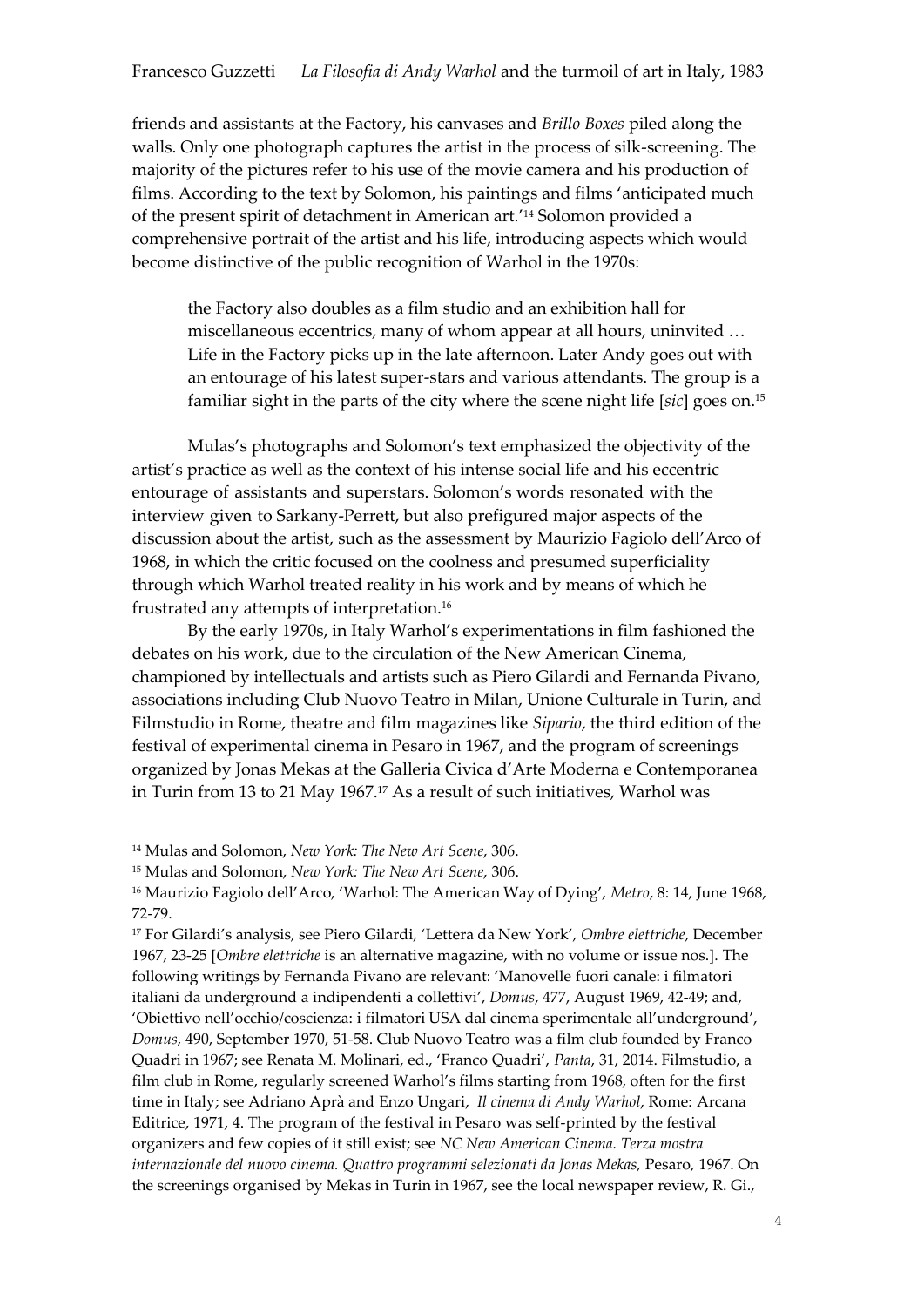friends and assistants at the Factory, his canvases and *Brillo Boxes* piled along the walls. Only one photograph captures the artist in the process of silk-screening. The majority of the pictures refer to his use of the movie camera and his production of films. According to the text by Solomon, his paintings and films 'anticipated much of the present spirit of detachment in American art.'[14] Solomon provided a comprehensive portrait of the artist and his life, introducing aspects which would become distinctive of the public recognition of Warhol in the 1970s:

> the Factory also doubles as a film studio and an exhibition hall for miscellaneous eccentrics, many of whom appear at all hours, uninvited … Life in the Factory picks up in the late afternoon. Later Andy goes out with an entourage of his latest super-stars and various attendants. The group is a familiar sight in the parts of the city where the scene night life [*sic*] goes on.[15]

Mulas's photographs and Solomon's text emphasized the objectivity of the artist's practice as well as the context of his intense social life and his eccentric entourage of assistants and superstars. Solomon's words resonated with the interview given to Sarkany-Perrett, but also prefigured major aspects of the discussion about the artist, such as the assessment by Maurizio Fagiolo dell'Arco of 1968, in which the critic focused on the coolness and presumed superficiality through which Warhol treated reality in his work and by means of which he frustrated any attempts of interpretation.[16]

By the early 1970s, in Italy Warhol's experimentations in film fashioned the debates on his work, due to the circulation of the New American Cinema, championed by intellectuals and artists such as Piero Gilardi and Fernanda Pivano, associations including Club Nuovo Teatro in Milan, Unione Culturale in Turin, and Filmstudio in Rome, theatre and film magazines like *Sipario*, the third edition of the festival of experimental cinema in Pesaro in 1967, and the program of screenings organized by Jonas Mekas at the Galleria Civica d'Arte Moderna e Contemporanea in Turin from 13 to 21 May 1967.[17] As a result of such initiatives, Warhol was

[14] Mulas and Solomon, *New York: The New Art Scene*, 306.

[15] Mulas and Solomon, *New York: The New Art Scene*, 306.

[16] Maurizio Fagiolo dell'Arco, 'Warhol: The American Way of Dying', *Metro*, 8: 14, June 1968, 72-79.

[17] For Gilardi's analysis, see Piero Gilardi, 'Lettera da New York', *Ombre elettriche*, December 1967, 23-25 [*Ombre elettriche* is an alternative magazine, with no volume or issue nos.]. The following writings by Fernanda Pivano are relevant: 'Manovelle fuori canale: i filmatori italiani da underground a indipendenti a collettivi', *Domus*, 477, August 1969, 42-49; and, 'Obiettivo nell'occhio/coscienza: i filmatori USA dal cinema sperimentale all'underground', *Domus*, 490, September 1970, 51-58. Club Nuovo Teatro was a film club founded by Franco Quadri in 1967; see Renata M. Molinari, ed., 'Franco Quadri', *Panta*, 31, 2014. Filmstudio, a film club in Rome, regularly screened Warhol's films starting from 1968, often for the first time in Italy; see Adriano Aprà and Enzo Ungari, *Il cinema di Andy Warhol*, Rome: Arcana Editrice, 1971, 4. The program of the festival in Pesaro was self-printed by the festival organizers and few copies of it still exist; see *NC New American Cinema. Terza mostra internazionale del nuovo cinema. Quattro programmi selezionati da Jonas Mekas*, Pesaro, 1967. On the screenings organised by Mekas in Turin in 1967, see the local newspaper review, R. Gi.,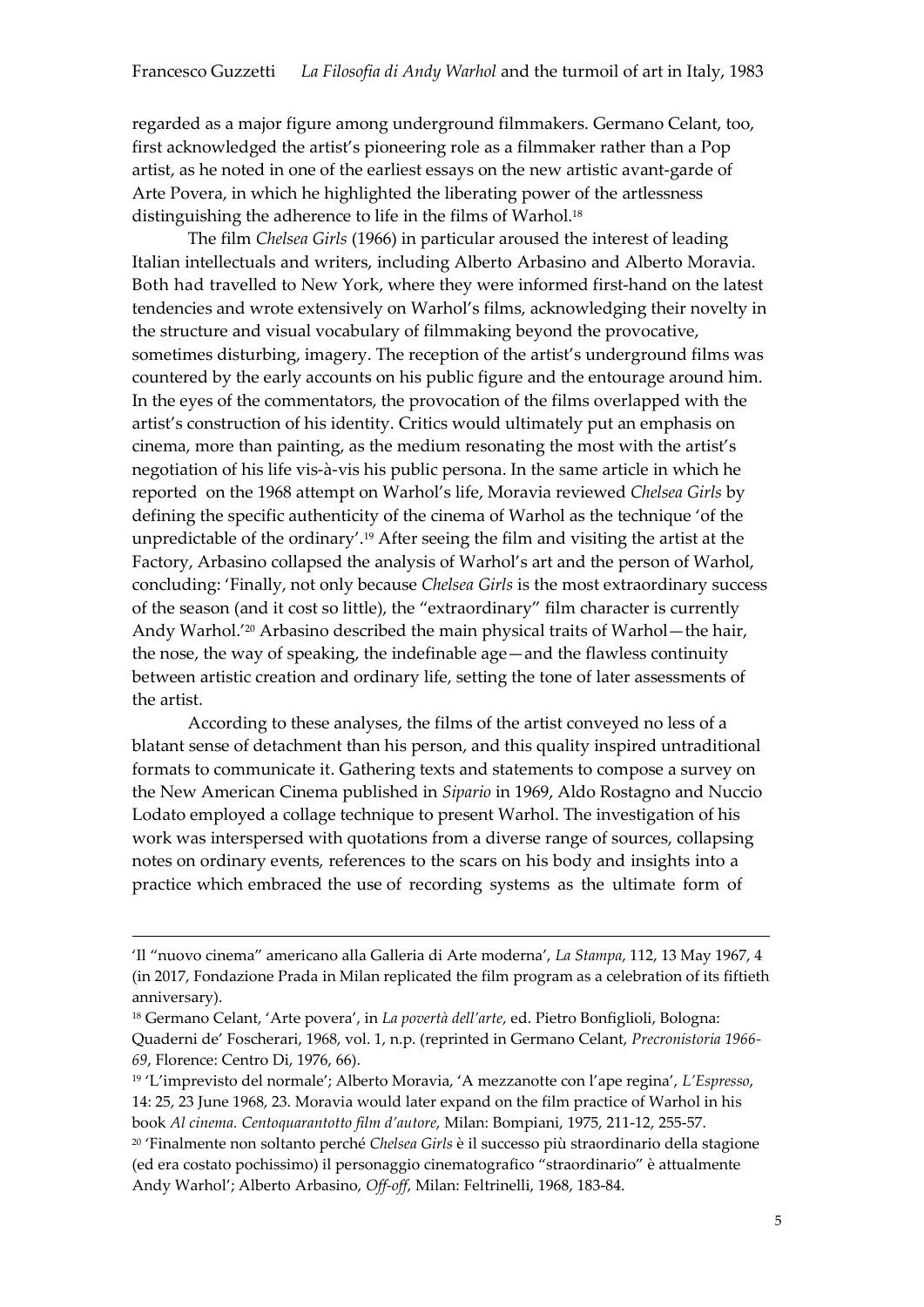regarded as a major figure among underground filmmakers. Germano Celant, too, first acknowledged the artist's pioneering role as a filmmaker rather than a Pop artist, as he noted in one of the earliest essays on the new artistic avant-garde of Arte Povera, in which he highlighted the liberating power of the artlessness distinguishing the adherence to life in the films of Warhol.[18]

The film *Chelsea Girls* (1966) in particular aroused the interest of leading Italian intellectuals and writers, including Alberto Arbasino and Alberto Moravia. Both had travelled to New York, where they were informed first-hand on the latest tendencies and wrote extensively on Warhol's films, acknowledging their novelty in the structure and visual vocabulary of filmmaking beyond the provocative, sometimes disturbing, imagery. The reception of the artist's underground films was countered by the early accounts on his public figure and the entourage around him. In the eyes of the commentators, the provocation of the films overlapped with the artist's construction of his identity. Critics would ultimately put an emphasis on cinema, more than painting, as the medium resonating the most with the artist's negotiation of his life vis-à-vis his public persona. In the same article in which he reported on the 1968 attempt on Warhol's life, Moravia reviewed *Chelsea Girls* by defining the specific authenticity of the cinema of Warhol as the technique 'of the unpredictable of the ordinary'.[19] After seeing the film and visiting the artist at the Factory, Arbasino collapsed the analysis of Warhol's art and the person of Warhol, concluding: 'Finally, not only because *Chelsea Girls* is the most extraordinary success of the season (and it cost so little), the "extraordinary" film character is currently Andy Warhol.'[20] Arbasino described the main physical traits of Warhol—the hair, the nose, the way of speaking, the indefinable age—and the flawless continuity between artistic creation and ordinary life, setting the tone of later assessments of the artist.

According to these analyses, the films of the artist conveyed no less of a blatant sense of detachment than his person, and this quality inspired untraditional formats to communicate it. Gathering texts and statements to compose a survey on the New American Cinema published in *Sipario* in 1969, Aldo Rostagno and Nuccio Lodato employed a collage technique to present Warhol. The investigation of his work was interspersed with quotations from a diverse range of sources, collapsing notes on ordinary events, references to the scars on his body and insights into a practice which embraced the use of recording systems as the ultimate form of

---

'Il "nuovo cinema" americano alla Galleria di Arte moderna', *La Stampa*, 112, 13 May 1967, 4 (in 2017, Fondazione Prada in Milan replicated the film program as a celebration of its fiftieth anniversary).

[18] Germano Celant, 'Arte povera', in *La povertà dell'arte*, ed. Pietro Bonfiglioli, Bologna: Quaderni de' Foscherari, 1968, vol. 1, n.p. (reprinted in Germano Celant, *Precronistoria 1966-69*, Florence: Centro Di, 1976, 66).

[19] 'L'imprevisto del normale'; Alberto Moravia, 'A mezzanotte con l'ape regina', *L'Espresso*, 14: 25, 23 June 1968, 23. Moravia would later expand on the film practice of Warhol in his book *Al cinema. Centoquarantotto film d'autore*, Milan: Bompiani, 1975, 211-12, 255-57.

[20] 'Finalmente non soltanto perché *Chelsea Girls* è il successo più straordinario della stagione (ed era costato pochissimo) il personaggio cinematografico "straordinario" è attualmente Andy Warhol'; Alberto Arbasino, *Off-off*, Milan: Feltrinelli, 1968, 183-84.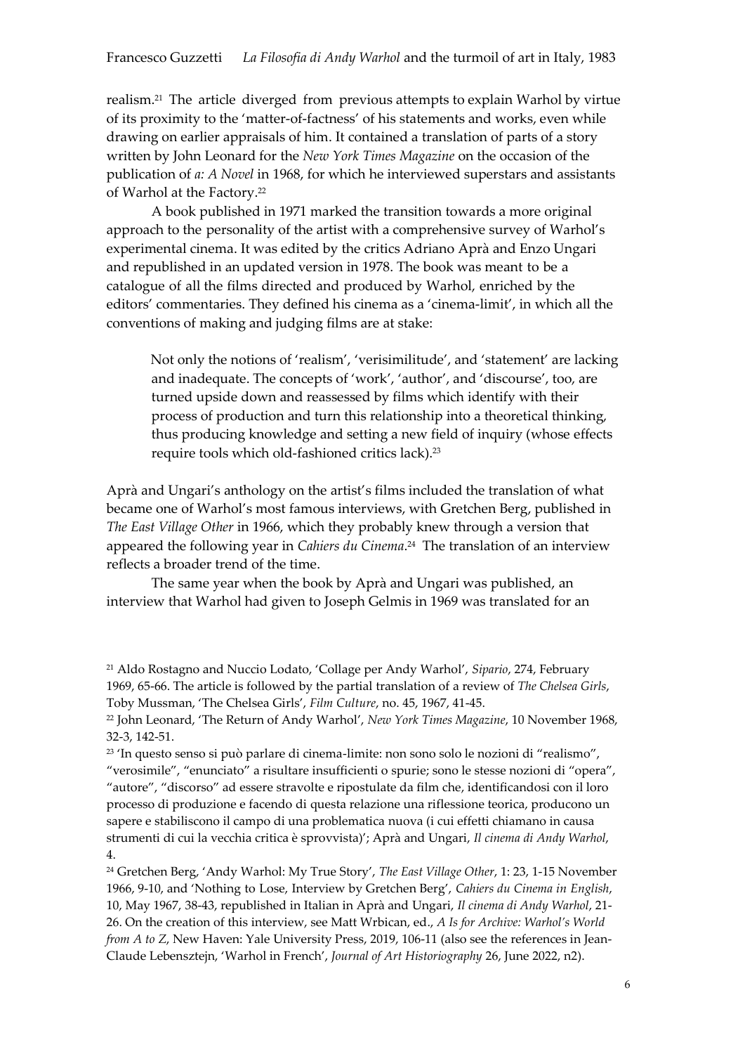realism.[21] The article diverged from previous attempts to explain Warhol by virtue of its proximity to the 'matter-of-factness' of his statements and works, even while drawing on earlier appraisals of him. It contained a translation of parts of a story written by John Leonard for the *New York Times Magazine* on the occasion of the publication of *a: A Novel* in 1968, for which he interviewed superstars and assistants of Warhol at the Factory.[22]

A book published in 1971 marked the transition towards a more original approach to the personality of the artist with a comprehensive survey of Warhol's experimental cinema. It was edited by the critics Adriano Aprà and Enzo Ungari and republished in an updated version in 1978. The book was meant to be a catalogue of all the films directed and produced by Warhol, enriched by the editors' commentaries. They defined his cinema as a 'cinema-limit', in which all the conventions of making and judging films are at stake:

> Not only the notions of 'realism', 'verisimilitude', and 'statement' are lacking and inadequate. The concepts of 'work', 'author', and 'discourse', too, are turned upside down and reassessed by films which identify with their process of production and turn this relationship into a theoretical thinking, thus producing knowledge and setting a new field of inquiry (whose effects require tools which old-fashioned critics lack).[23]

Aprà and Ungari's anthology on the artist's films included the translation of what became one of Warhol's most famous interviews, with Gretchen Berg, published in *The East Village Other* in 1966, which they probably knew through a version that appeared the following year in *Cahiers du Cinema*.[24] The translation of an interview reflects a broader trend of the time.

The same year when the book by Aprà and Ungari was published, an interview that Warhol had given to Joseph Gelmis in 1969 was translated for an

---

[21] Aldo Rostagno and Nuccio Lodato, 'Collage per Andy Warhol', *Sipario*, 274, February 1969, 65-66. The article is followed by the partial translation of a review of *The Chelsea Girls*, Toby Mussman, 'The Chelsea Girls', *Film Culture*, no. 45, 1967, 41-45.

[22] John Leonard, 'The Return of Andy Warhol', *New York Times Magazine*, 10 November 1968, 32-3, 142-51.

[23] 'In questo senso si può parlare di cinema-limite: non sono solo le nozioni di "realismo", "verosimile", "enunciato" a risultare insufficienti o spurie; sono le stesse nozioni di "opera", "autore", "discorso" ad essere stravolte e ripostulate da film che, identificandosi con il loro processo di produzione e facendo di questa relazione una riflessione teorica, producono un sapere e stabiliscono il campo di una problematica nuova (i cui effetti chiamano in causa strumenti di cui la vecchia critica è sprovvista)'; Aprà and Ungari, *Il cinema di Andy Warhol*, 4.

[24] Gretchen Berg, 'Andy Warhol: My True Story', *The East Village Other*, 1: 23, 1-15 November 1966, 9-10, and 'Nothing to Lose, Interview by Gretchen Berg', *Cahiers du Cinema in English*, 10, May 1967, 38-43, republished in Italian in Aprà and Ungari, *Il cinema di Andy Warhol*, 21-26. On the creation of this interview, see Matt Wrbican, ed., *A Is for Archive: Warhol's World from A to Z*, New Haven: Yale University Press, 2019, 106-11 (also see the references in Jean-Claude Lebensztejn, 'Warhol in French', *Journal of Art Historiography* 26, June 2022, n2).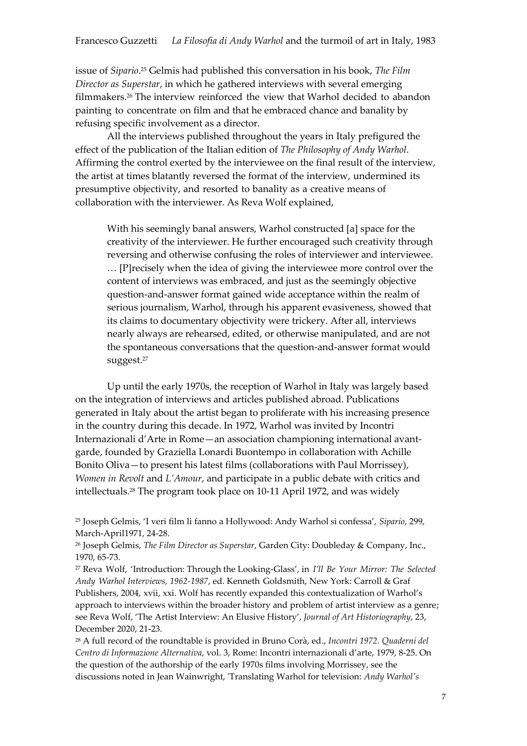issue of *Sipario*.[25] Gelmis had published this conversation in his book, *The Film Director as Superstar*, in which he gathered interviews with several emerging filmmakers.[26] The interview reinforced the view that Warhol decided to abandon painting to concentrate on film and that he embraced chance and banality by refusing specific involvement as a director.

All the interviews published throughout the years in Italy prefigured the effect of the publication of the Italian edition of *The Philosophy of Andy Warhol*. Affirming the control exerted by the interviewee on the final result of the interview, the artist at times blatantly reversed the format of the interview, undermined its presumptive objectivity, and resorted to banality as a creative means of collaboration with the interviewer. As Reva Wolf explained,

> With his seemingly banal answers, Warhol constructed [a] space for the creativity of the interviewer. He further encouraged such creativity through reversing and otherwise confusing the roles of interviewer and interviewee. … [P]recisely when the idea of giving the interviewee more control over the content of interviews was embraced, and just as the seemingly objective question-and-answer format gained wide acceptance within the realm of serious journalism, Warhol, through his apparent evasiveness, showed that its claims to documentary objectivity were trickery. After all, interviews nearly always are rehearsed, edited, or otherwise manipulated, and are not the spontaneous conversations that the question-and-answer format would suggest.[27]

Up until the early 1970s, the reception of Warhol in Italy was largely based on the integration of interviews and articles published abroad. Publications generated in Italy about the artist began to proliferate with his increasing presence in the country during this decade. In 1972, Warhol was invited by Incontri Internazionali d'Arte in Rome—an association championing international avant-garde, founded by Graziella Lonardi Buontempo in collaboration with Achille Bonito Oliva—to present his latest films (collaborations with Paul Morrissey), *Women in Revolt* and *L'Amour*, and participate in a public debate with critics and intellectuals.[28] The program took place on 10-11 April 1972, and was widely

[25] Joseph Gelmis, 'I veri film li fanno a Hollywood: Andy Warhol si confessa', *Sipario*, 299, March-April1971, 24-28.

[26] Joseph Gelmis, *The Film Director as Superstar*, Garden City: Doubleday & Company, Inc., 1970, 65-73.

[27] Reva Wolf, 'Introduction: Through the Looking-Glass', in *I'll Be Your Mirror: The Selected Andy Warhol Interviews, 1962-1987*, ed. Kenneth Goldsmith, New York: Carroll & Graf Publishers, 2004, xvii, xxi. Wolf has recently expanded this contextualization of Warhol's approach to interviews within the broader history and problem of artist interview as a genre; see Reva Wolf, 'The Artist Interview: An Elusive History', *Journal of Art Historiography*, 23, December 2020, 21-23.

[28] A full record of the roundtable is provided in Bruno Corà, ed., *Incontri 1972. Quaderni del Centro di Informazione Alternativa*, vol. 3, Rome: Incontri internazionali d'arte, 1979, 8-25. On the question of the authorship of the early 1970s films involving Morrissey, see the discussions noted in Jean Wainwright, 'Translating Warhol for television: *Andy Warhol's*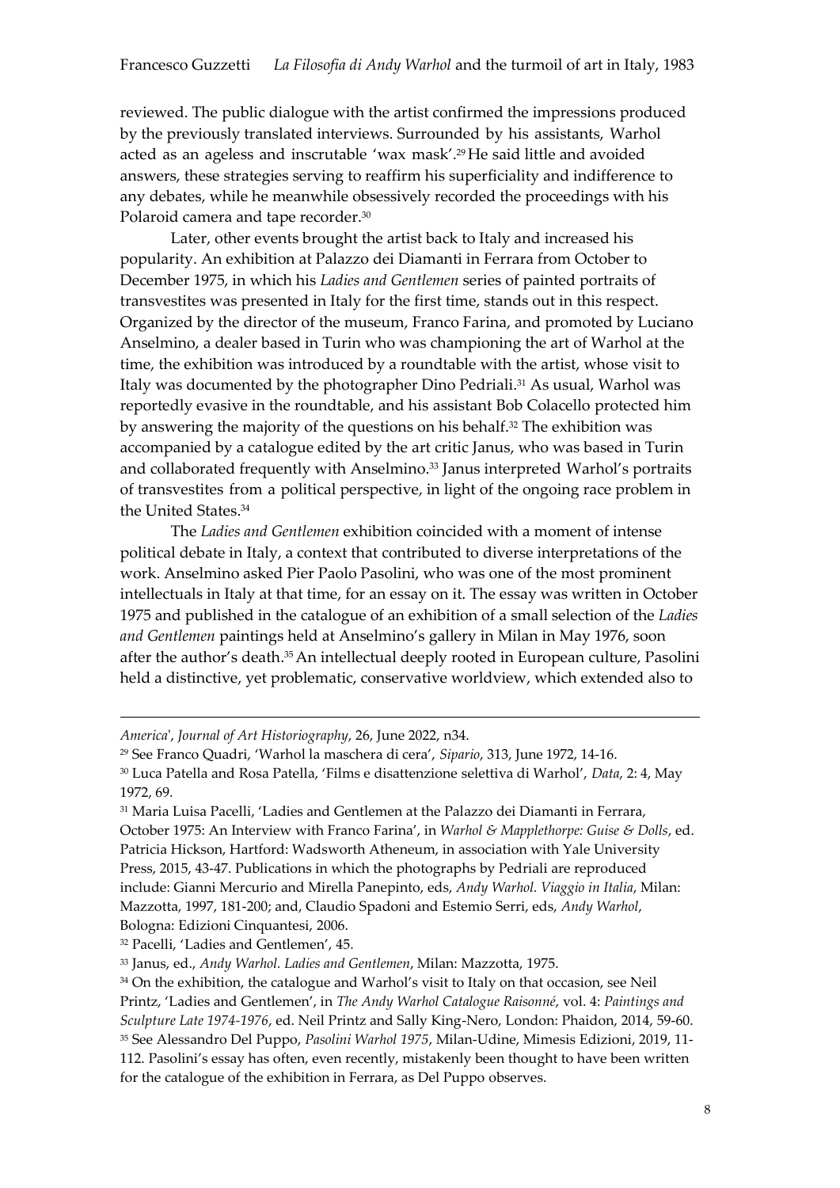reviewed. The public dialogue with the artist confirmed the impressions produced by the previously translated interviews. Surrounded by his assistants, Warhol acted as an ageless and inscrutable 'wax mask'.[29] He said little and avoided answers, these strategies serving to reaffirm his superficiality and indifference to any debates, while he meanwhile obsessively recorded the proceedings with his Polaroid camera and tape recorder.[30]

Later, other events brought the artist back to Italy and increased his popularity. An exhibition at Palazzo dei Diamanti in Ferrara from October to December 1975, in which his *Ladies and Gentlemen* series of painted portraits of transvestites was presented in Italy for the first time, stands out in this respect. Organized by the director of the museum, Franco Farina, and promoted by Luciano Anselmino, a dealer based in Turin who was championing the art of Warhol at the time, the exhibition was introduced by a roundtable with the artist, whose visit to Italy was documented by the photographer Dino Pedriali.[31] As usual, Warhol was reportedly evasive in the roundtable, and his assistant Bob Colacello protected him by answering the majority of the questions on his behalf.[32] The exhibition was accompanied by a catalogue edited by the art critic Janus, who was based in Turin and collaborated frequently with Anselmino.[33] Janus interpreted Warhol's portraits of transvestites from a political perspective, in light of the ongoing race problem in the United States.[34]

The *Ladies and Gentlemen* exhibition coincided with a moment of intense political debate in Italy, a context that contributed to diverse interpretations of the work. Anselmino asked Pier Paolo Pasolini, who was one of the most prominent intellectuals in Italy at that time, for an essay on it. The essay was written in October 1975 and published in the catalogue of an exhibition of a small selection of the *Ladies and Gentlemen* paintings held at Anselmino's gallery in Milan in May 1976, soon after the author's death.[35] An intellectual deeply rooted in European culture, Pasolini held a distinctive, yet problematic, conservative worldview, which extended also to

---

*America*', *Journal of Art Historiography*, 26, June 2022, n34.

[29] See Franco Quadri, 'Warhol la maschera di cera', *Sipario*, 313, June 1972, 14-16.

[30] Luca Patella and Rosa Patella, 'Films e disattenzione selettiva di Warhol', *Data*, 2: 4, May 1972, 69.

[31] Maria Luisa Pacelli, 'Ladies and Gentlemen at the Palazzo dei Diamanti in Ferrara, October 1975: An Interview with Franco Farina', in *Warhol & Mapplethorpe: Guise & Dolls*, ed. Patricia Hickson, Hartford: Wadsworth Atheneum, in association with Yale University Press, 2015, 43-47. Publications in which the photographs by Pedriali are reproduced include: Gianni Mercurio and Mirella Panepinto, eds, *Andy Warhol. Viaggio in Italia*, Milan: Mazzotta, 1997, 181-200; and, Claudio Spadoni and Estemio Serri, eds, *Andy Warhol*, Bologna: Edizioni Cinquantesi, 2006.

[32] Pacelli, 'Ladies and Gentlemen', 45.

[33] Janus, ed., *Andy Warhol. Ladies and Gentlemen*, Milan: Mazzotta, 1975.

[34] On the exhibition, the catalogue and Warhol's visit to Italy on that occasion, see Neil Printz, 'Ladies and Gentlemen', in *The Andy Warhol Catalogue Raisonné*, vol. 4: *Paintings and Sculpture Late 1974-1976*, ed. Neil Printz and Sally King-Nero, London: Phaidon, 2014, 59-60.

[35] See Alessandro Del Puppo, *Pasolini Warhol 1975*, Milan-Udine, Mimesis Edizioni, 2019, 11-112. Pasolini's essay has often, even recently, mistakenly been thought to have been written for the catalogue of the exhibition in Ferrara, as Del Puppo observes.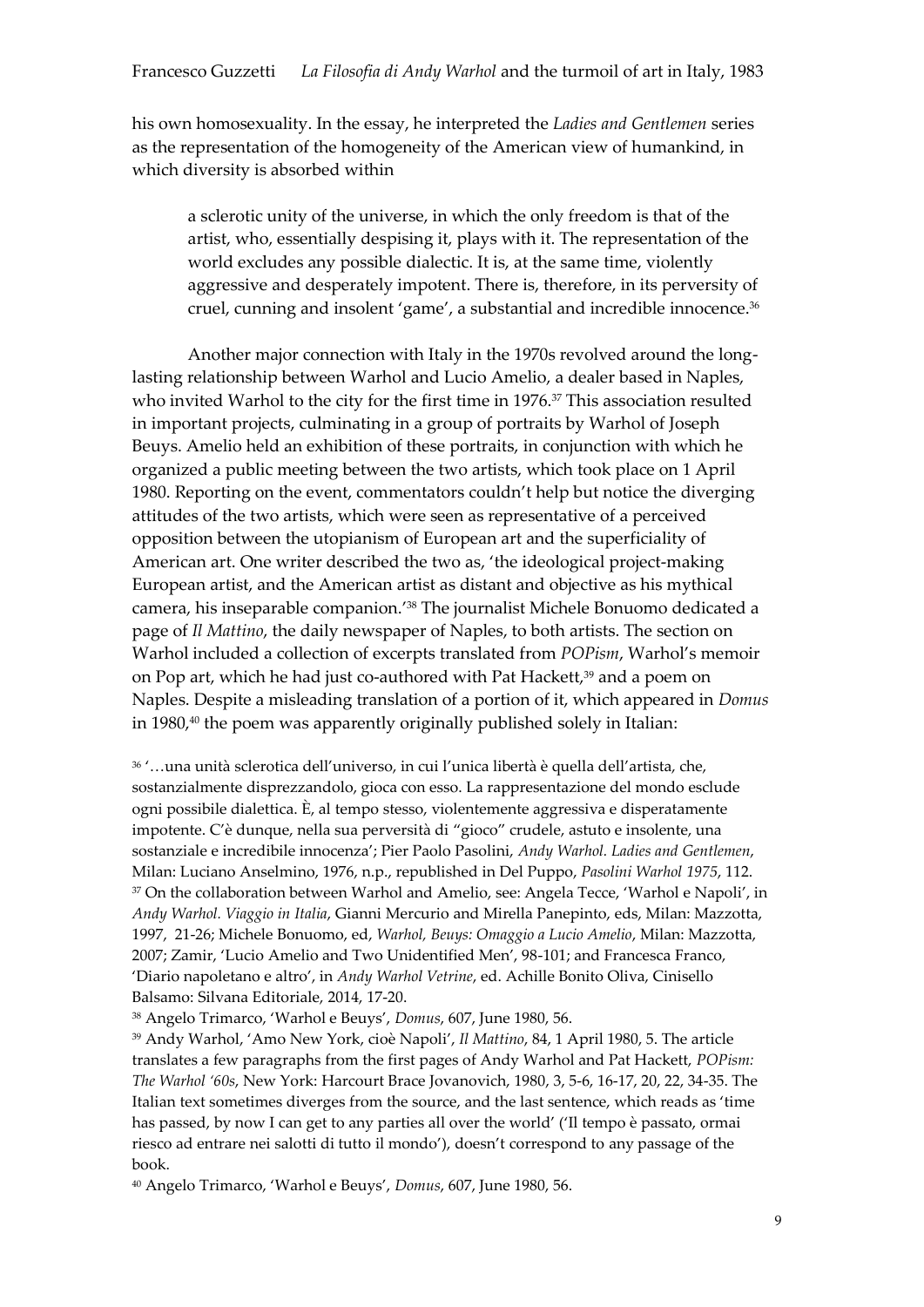his own homosexuality. In the essay, he interpreted the *Ladies and Gentlemen* series as the representation of the homogeneity of the American view of humankind, in which diversity is absorbed within

> a sclerotic unity of the universe, in which the only freedom is that of the artist, who, essentially despising it, plays with it. The representation of the world excludes any possible dialectic. It is, at the same time, violently aggressive and desperately impotent. There is, therefore, in its perversity of cruel, cunning and insolent 'game', a substantial and incredible innocence.[36]

Another major connection with Italy in the 1970s revolved around the long-lasting relationship between Warhol and Lucio Amelio, a dealer based in Naples, who invited Warhol to the city for the first time in 1976.[37] This association resulted in important projects, culminating in a group of portraits by Warhol of Joseph Beuys. Amelio held an exhibition of these portraits, in conjunction with which he organized a public meeting between the two artists, which took place on 1 April 1980. Reporting on the event, commentators couldn't help but notice the diverging attitudes of the two artists, which were seen as representative of a perceived opposition between the utopianism of European art and the superficiality of American art. One writer described the two as, 'the ideological project-making European artist, and the American artist as distant and objective as his mythical camera, his inseparable companion.'[38] The journalist Michele Bonuomo dedicated a page of *Il Mattino*, the daily newspaper of Naples, to both artists. The section on Warhol included a collection of excerpts translated from *POPism*, Warhol's memoir on Pop art, which he had just co-authored with Pat Hackett,[39] and a poem on Naples. Despite a misleading translation of a portion of it, which appeared in *Domus* in 1980,[40] the poem was apparently originally published solely in Italian:

[36] '…una unità sclerotica dell'universo, in cui l'unica libertà è quella dell'artista, che, sostanzialmente disprezzandolo, gioca con esso. La rappresentazione del mondo esclude ogni possibile dialettica. È, al tempo stesso, violentemente aggressiva e disperatamente impotente. C'è dunque, nella sua perversità di "gioco" crudele, astuto e insolente, una sostanziale e incredibile innocenza'; Pier Paolo Pasolini, *Andy Warhol. Ladies and Gentlemen*, Milan: Luciano Anselmino, 1976, n.p., republished in Del Puppo, *Pasolini Warhol 1975*, 112.

[37] On the collaboration between Warhol and Amelio, see: Angela Tecce, 'Warhol e Napoli', in *Andy Warhol. Viaggio in Italia*, Gianni Mercurio and Mirella Panepinto, eds, Milan: Mazzotta, 1997, 21-26; Michele Bonuomo, ed, *Warhol, Beuys: Omaggio a Lucio Amelio*, Milan: Mazzotta, 2007; Zamir, 'Lucio Amelio and Two Unidentified Men', 98-101; and Francesca Franco, 'Diario napoletano e altro', in *Andy Warhol Vetrine*, ed. Achille Bonito Oliva, Cinisello Balsamo: Silvana Editoriale, 2014, 17-20.

[38] Angelo Trimarco, 'Warhol e Beuys', *Domus*, 607, June 1980, 56.

[39] Andy Warhol, 'Amo New York, cioè Napoli', *Il Mattino*, 84, 1 April 1980, 5. The article translates a few paragraphs from the first pages of Andy Warhol and Pat Hackett, *POPism: The Warhol '60s*, New York: Harcourt Brace Jovanovich, 1980, 3, 5-6, 16-17, 20, 22, 34-35. The Italian text sometimes diverges from the source, and the last sentence, which reads as 'time has passed, by now I can get to any parties all over the world' ('Il tempo è passato, ormai riesco ad entrare nei salotti di tutto il mondo'), doesn't correspond to any passage of the book.

[40] Angelo Trimarco, 'Warhol e Beuys', *Domus*, 607, June 1980, 56.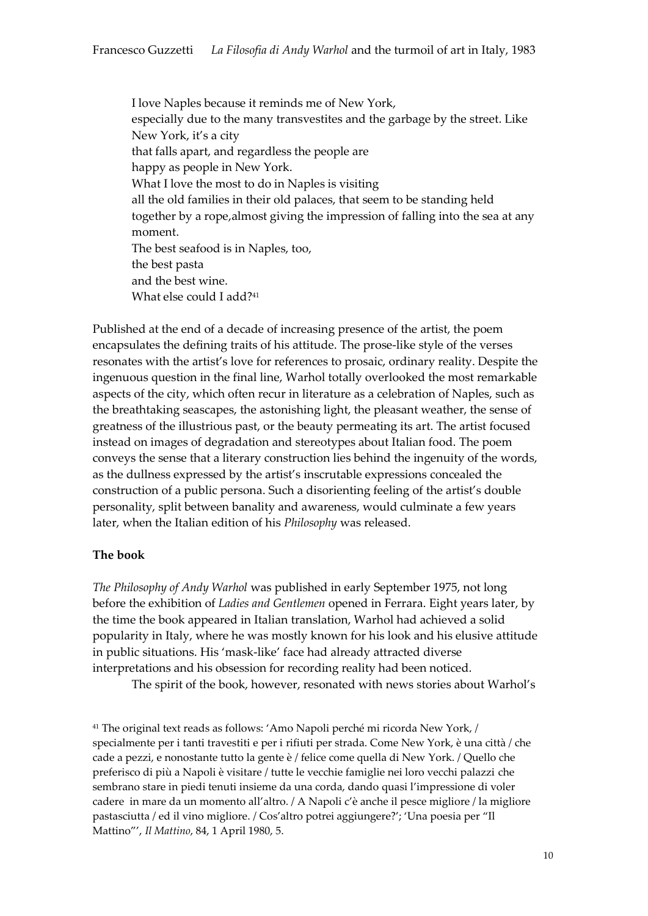> I love Naples because it reminds me of New York,
> especially due to the many transvestites and the garbage by the street. Like New York, it's a city
> that falls apart, and regardless the people are
> happy as people in New York.
> What I love the most to do in Naples is visiting
> all the old families in their old palaces, that seem to be standing held together by a rope,almost giving the impression of falling into the sea at any moment.
> The best seafood is in Naples, too,
> the best pasta
> and the best wine.
> What else could I add?[41]

Published at the end of a decade of increasing presence of the artist, the poem encapsulates the defining traits of his attitude. The prose-like style of the verses resonates with the artist's love for references to prosaic, ordinary reality. Despite the ingenuous question in the final line, Warhol totally overlooked the most remarkable aspects of the city, which often recur in literature as a celebration of Naples, such as the breathtaking seascapes, the astonishing light, the pleasant weather, the sense of greatness of the illustrious past, or the beauty permeating its art. The artist focused instead on images of degradation and stereotypes about Italian food. The poem conveys the sense that a literary construction lies behind the ingenuity of the words, as the dullness expressed by the artist's inscrutable expressions concealed the construction of a public persona. Such a disorienting feeling of the artist's double personality, split between banality and awareness, would culminate a few years later, when the Italian edition of his *Philosophy* was released.

**The book**

*The Philosophy of Andy Warhol* was published in early September 1975, not long before the exhibition of *Ladies and Gentlemen* opened in Ferrara. Eight years later, by the time the book appeared in Italian translation, Warhol had achieved a solid popularity in Italy, where he was mostly known for his look and his elusive attitude in public situations. His 'mask-like' face had already attracted diverse interpretations and his obsession for recording reality had been noticed.

The spirit of the book, however, resonated with news stories about Warhol's

[41] The original text reads as follows: 'Amo Napoli perché mi ricorda New York, / specialmente per i tanti travestiti e per i rifiuti per strada. Come New York, è una città / che cade a pezzi, e nonostante tutto la gente è / felice come quella di New York. / Quello che preferisco di più a Napoli è visitare / tutte le vecchie famiglie nei loro vecchi palazzi che sembrano stare in piedi tenuti insieme da una corda, dando quasi l'impressione di voler cadere in mare da un momento all'altro. / A Napoli c'è anche il pesce migliore / la migliore pastasciutta / ed il vino migliore. / Cos'altro potrei aggiungere?'; 'Una poesia per "Il Mattino"', *Il Mattino*, 84, 1 April 1980, 5.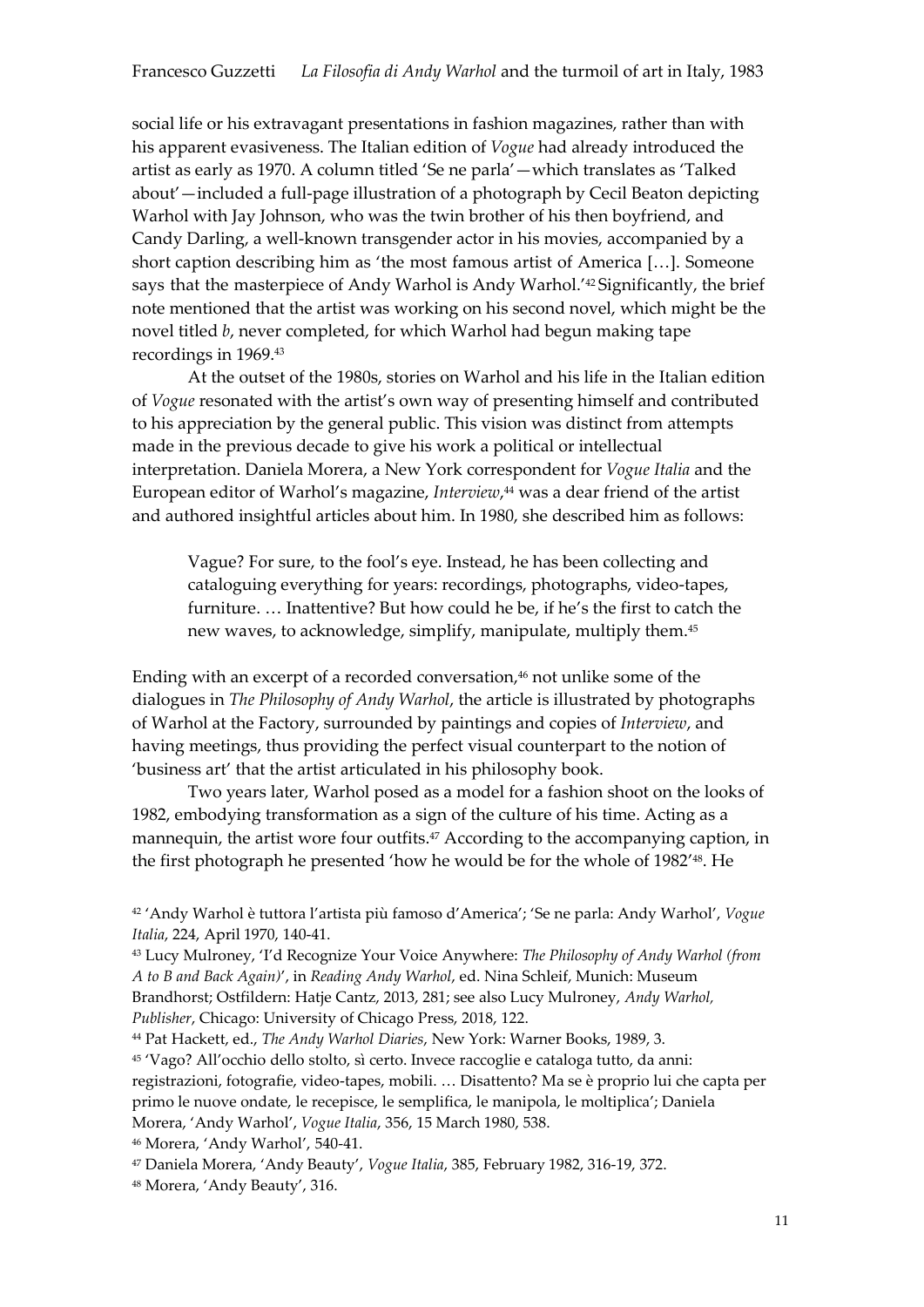social life or his extravagant presentations in fashion magazines, rather than with his apparent evasiveness. The Italian edition of *Vogue* had already introduced the artist as early as 1970. A column titled 'Se ne parla'—which translates as 'Talked about'—included a full-page illustration of a photograph by Cecil Beaton depicting Warhol with Jay Johnson, who was the twin brother of his then boyfriend, and Candy Darling, a well-known transgender actor in his movies, accompanied by a short caption describing him as 'the most famous artist of America […]. Someone says that the masterpiece of Andy Warhol is Andy Warhol.'[42] Significantly, the brief note mentioned that the artist was working on his second novel, which might be the novel titled *b*, never completed, for which Warhol had begun making tape recordings in 1969.[43]

At the outset of the 1980s, stories on Warhol and his life in the Italian edition of *Vogue* resonated with the artist's own way of presenting himself and contributed to his appreciation by the general public. This vision was distinct from attempts made in the previous decade to give his work a political or intellectual interpretation. Daniela Morera, a New York correspondent for *Vogue Italia* and the European editor of Warhol's magazine, *Interview*,[44] was a dear friend of the artist and authored insightful articles about him. In 1980, she described him as follows:

> Vague? For sure, to the fool's eye. Instead, he has been collecting and cataloguing everything for years: recordings, photographs, video-tapes, furniture. … Inattentive? But how could he be, if he's the first to catch the new waves, to acknowledge, simplify, manipulate, multiply them.[45]

Ending with an excerpt of a recorded conversation,[46] not unlike some of the dialogues in *The Philosophy of Andy Warhol*, the article is illustrated by photographs of Warhol at the Factory, surrounded by paintings and copies of *Interview*, and having meetings, thus providing the perfect visual counterpart to the notion of 'business art' that the artist articulated in his philosophy book.

Two years later, Warhol posed as a model for a fashion shoot on the looks of 1982, embodying transformation as a sign of the culture of his time. Acting as a mannequin, the artist wore four outfits.[47] According to the accompanying caption, in the first photograph he presented 'how he would be for the whole of 1982'[48]. He

[42] 'Andy Warhol è tuttora l'artista più famoso d'America'; 'Se ne parla: Andy Warhol', *Vogue Italia*, 224, April 1970, 140-41.

[43] Lucy Mulroney, 'I'd Recognize Your Voice Anywhere: *The Philosophy of Andy Warhol (from A to B and Back Again)*', in *Reading Andy Warhol*, ed. Nina Schleif, Munich: Museum Brandhorst; Ostfildern: Hatje Cantz, 2013, 281; see also Lucy Mulroney, *Andy Warhol, Publisher*, Chicago: University of Chicago Press, 2018, 122.

[44] Pat Hackett, ed., *The Andy Warhol Diaries*, New York: Warner Books, 1989, 3.

[45] 'Vago? All'occhio dello stolto, sì certo. Invece raccoglie e cataloga tutto, da anni: registrazioni, fotografie, video-tapes, mobili. … Disattento? Ma se è proprio lui che capta per primo le nuove ondate, le recepisce, le semplifica, le manipola, le moltiplica'; Daniela Morera, 'Andy Warhol', *Vogue Italia*, 356, 15 March 1980, 538.

[46] Morera, 'Andy Warhol', 540-41.

[47] Daniela Morera, 'Andy Beauty', *Vogue Italia*, 385, February 1982, 316-19, 372.

[48] Morera, 'Andy Beauty', 316.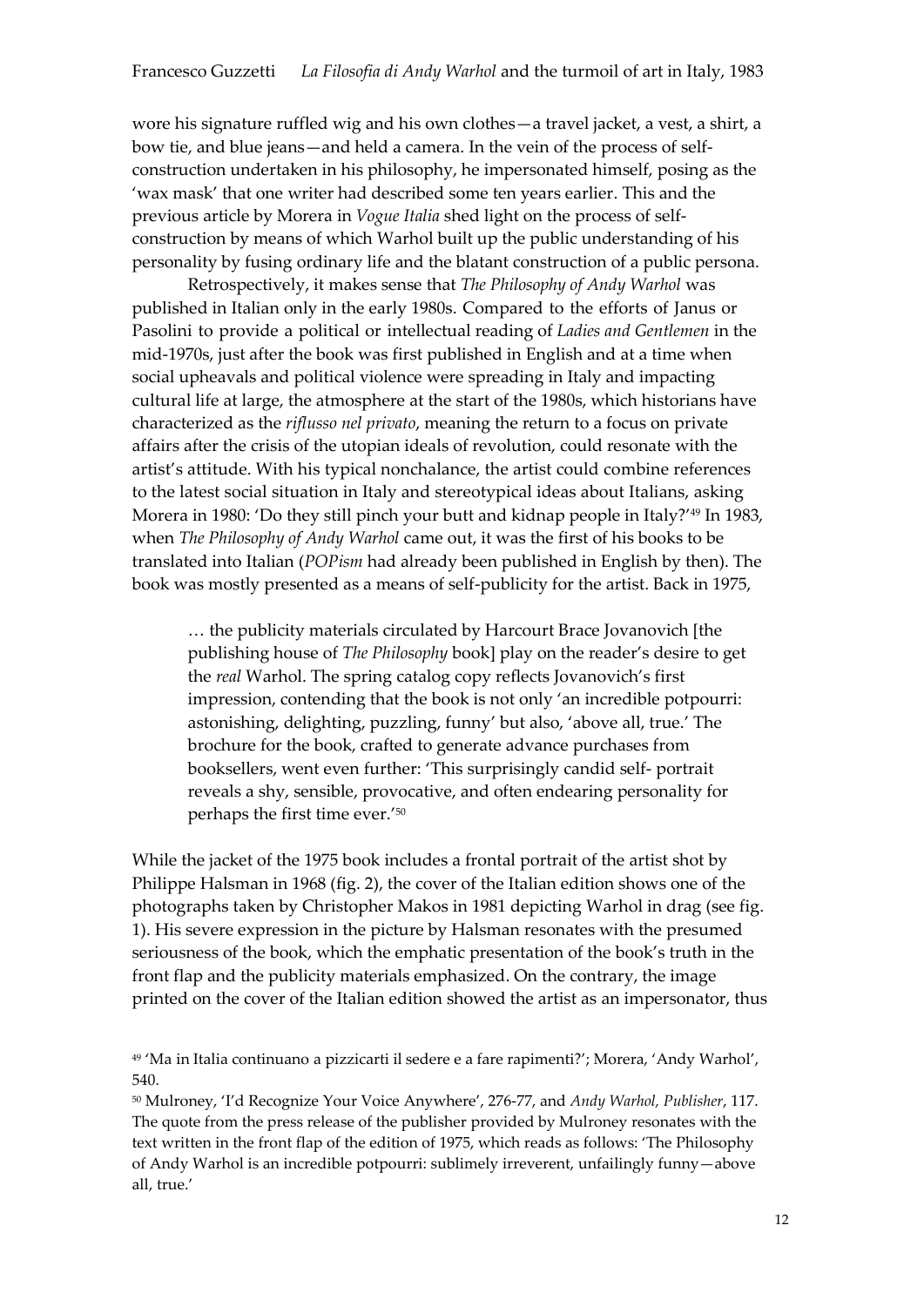wore his signature ruffled wig and his own clothes—a travel jacket, a vest, a shirt, a bow tie, and blue jeans—and held a camera. In the vein of the process of self-construction undertaken in his philosophy, he impersonated himself, posing as the 'wax mask' that one writer had described some ten years earlier. This and the previous article by Morera in *Vogue Italia* shed light on the process of self-construction by means of which Warhol built up the public understanding of his personality by fusing ordinary life and the blatant construction of a public persona.

Retrospectively, it makes sense that *The Philosophy of Andy Warhol* was published in Italian only in the early 1980s. Compared to the efforts of Janus or Pasolini to provide a political or intellectual reading of *Ladies and Gentlemen* in the mid-1970s, just after the book was first published in English and at a time when social upheavals and political violence were spreading in Italy and impacting cultural life at large, the atmosphere at the start of the 1980s, which historians have characterized as the *riflusso nel privato*, meaning the return to a focus on private affairs after the crisis of the utopian ideals of revolution, could resonate with the artist's attitude. With his typical nonchalance, the artist could combine references to the latest social situation in Italy and stereotypical ideas about Italians, asking Morera in 1980: 'Do they still pinch your butt and kidnap people in Italy?'[49] In 1983, when *The Philosophy of Andy Warhol* came out, it was the first of his books to be translated into Italian (*POPism* had already been published in English by then). The book was mostly presented as a means of self-publicity for the artist. Back in 1975,

> … the publicity materials circulated by Harcourt Brace Jovanovich [the publishing house of *The Philosophy* book] play on the reader's desire to get the *real* Warhol. The spring catalog copy reflects Jovanovich's first impression, contending that the book is not only 'an incredible potpourri: astonishing, delighting, puzzling, funny' but also, 'above all, true.' The brochure for the book, crafted to generate advance purchases from booksellers, went even further: 'This surprisingly candid self- portrait reveals a shy, sensible, provocative, and often endearing personality for perhaps the first time ever.'[50]

While the jacket of the 1975 book includes a frontal portrait of the artist shot by Philippe Halsman in 1968 (fig. 2), the cover of the Italian edition shows one of the photographs taken by Christopher Makos in 1981 depicting Warhol in drag (see fig. 1). His severe expression in the picture by Halsman resonates with the presumed seriousness of the book, which the emphatic presentation of the book's truth in the front flap and the publicity materials emphasized. On the contrary, the image printed on the cover of the Italian edition showed the artist as an impersonator, thus

[49] 'Ma in Italia continuano a pizzicarti il sedere e a fare rapimenti?'; Morera, 'Andy Warhol', 540.

[50] Mulroney, 'I'd Recognize Your Voice Anywhere', 276-77, and *Andy Warhol, Publisher*, 117. The quote from the press release of the publisher provided by Mulroney resonates with the text written in the front flap of the edition of 1975, which reads as follows: 'The Philosophy of Andy Warhol is an incredible potpourri: sublimely irreverent, unfailingly funny—above all, true.'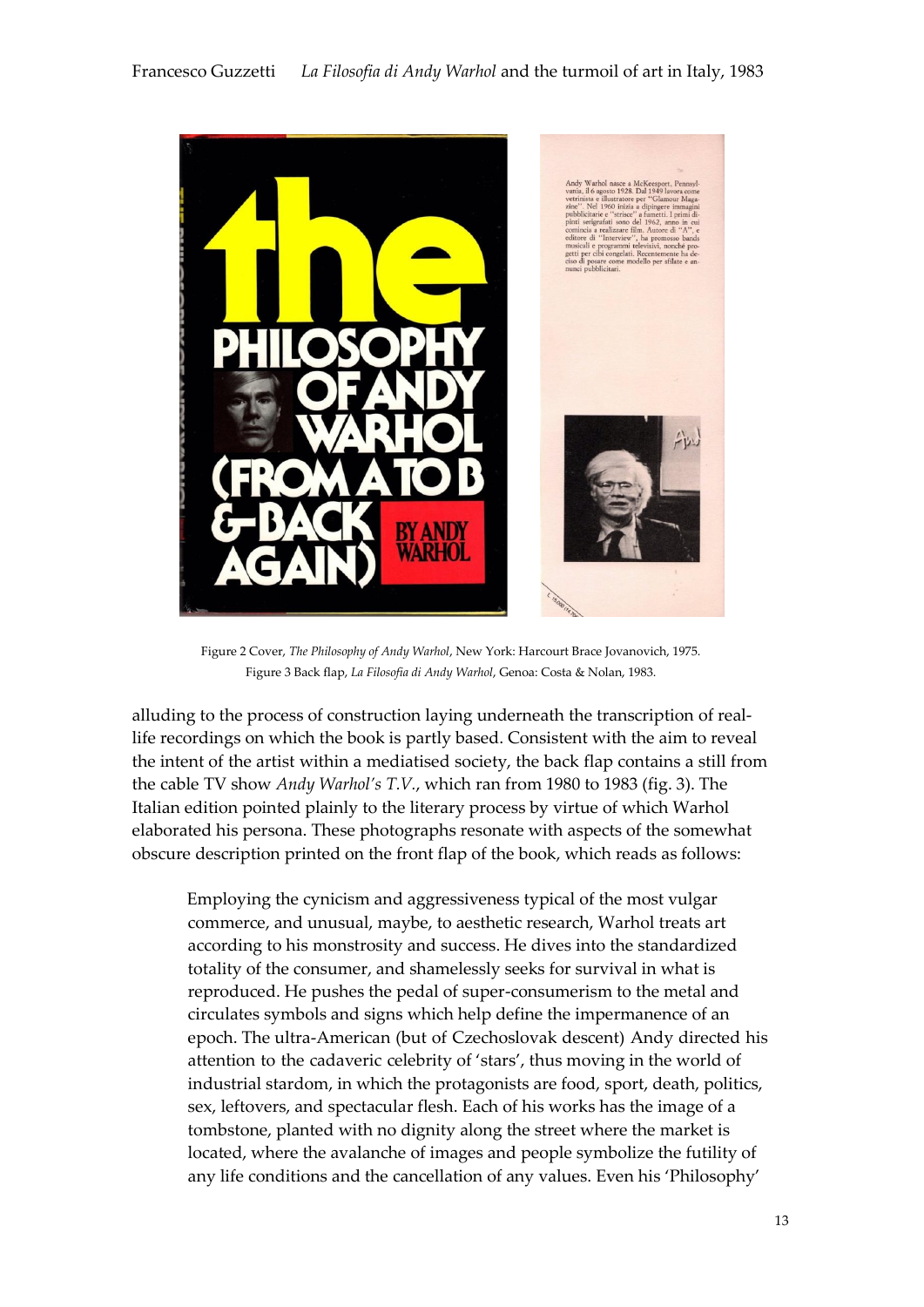Figure 2 Cover, *The Philosophy of Andy Warhol*, New York: Harcourt Brace Jovanovich, 1975.
Figure 3 Back flap, *La Filosofia di Andy Warhol*, Genoa: Costa & Nolan, 1983.

alluding to the process of construction laying underneath the transcription of real-life recordings on which the book is partly based. Consistent with the aim to reveal the intent of the artist within a mediatised society, the back flap contains a still from the cable TV show *Andy Warhol's T.V.*, which ran from 1980 to 1983 (fig. 3). The Italian edition pointed plainly to the literary process by virtue of which Warhol elaborated his persona. These photographs resonate with aspects of the somewhat obscure description printed on the front flap of the book, which reads as follows:

> Employing the cynicism and aggressiveness typical of the most vulgar commerce, and unusual, maybe, to aesthetic research, Warhol treats art according to his monstrosity and success. He dives into the standardized totality of the consumer, and shamelessly seeks for survival in what is reproduced. He pushes the pedal of super-consumerism to the metal and circulates symbols and signs which help define the impermanence of an epoch. The ultra-American (but of Czechoslovak descent) Andy directed his attention to the cadaveric celebrity of 'stars', thus moving in the world of industrial stardom, in which the protagonists are food, sport, death, politics, sex, leftovers, and spectacular flesh. Each of his works has the image of a tombstone, planted with no dignity along the street where the market is located, where the avalanche of images and people symbolize the futility of any life conditions and the cancellation of any values. Even his 'Philosophy'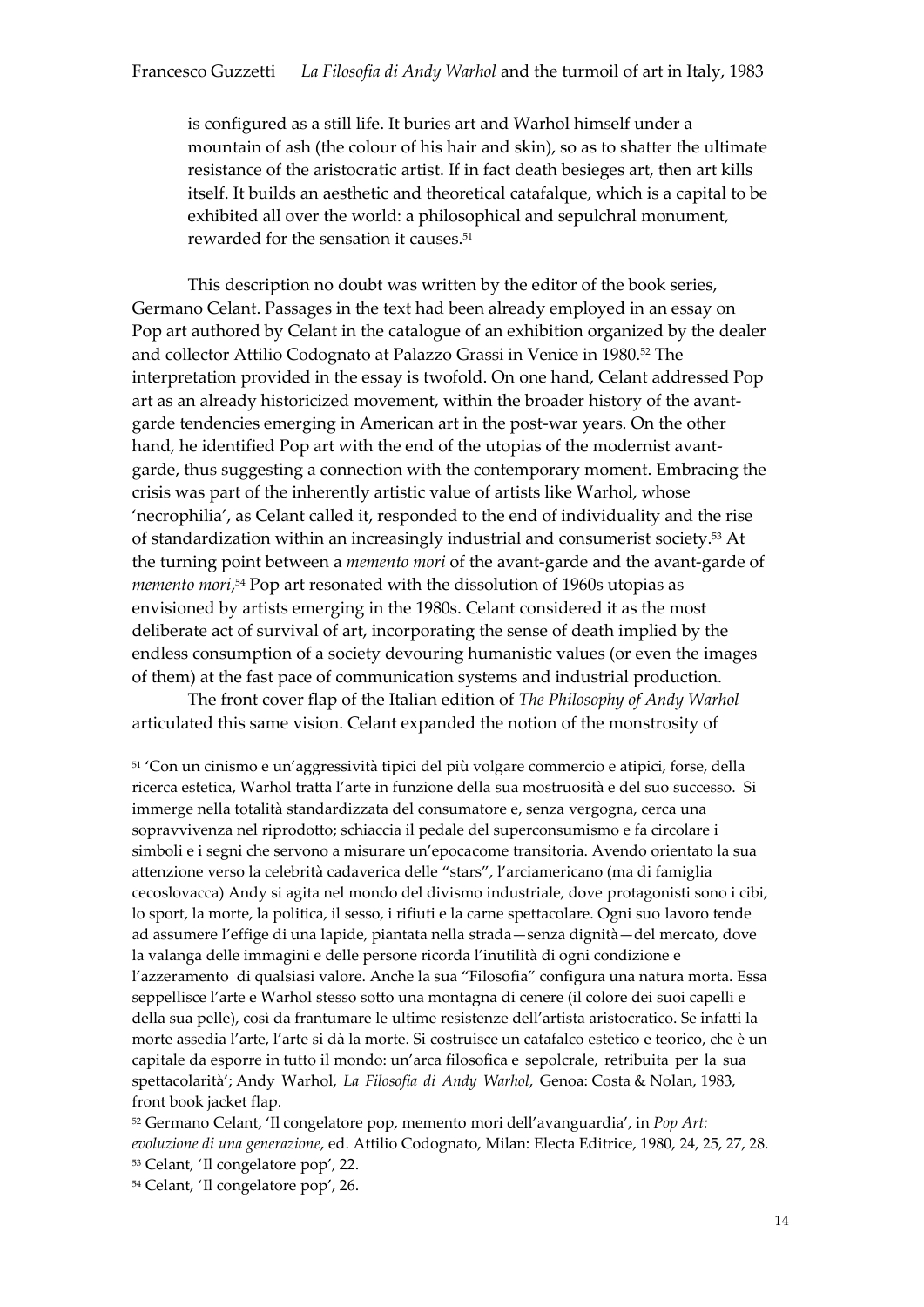is configured as a still life. It buries art and Warhol himself under a mountain of ash (the colour of his hair and skin), so as to shatter the ultimate resistance of the aristocratic artist. If in fact death besieges art, then art kills itself. It builds an aesthetic and theoretical catafalque, which is a capital to be exhibited all over the world: a philosophical and sepulchral monument, rewarded for the sensation it causes.[51]

This description no doubt was written by the editor of the book series, Germano Celant. Passages in the text had been already employed in an essay on Pop art authored by Celant in the catalogue of an exhibition organized by the dealer and collector Attilio Codognato at Palazzo Grassi in Venice in 1980.[52] The interpretation provided in the essay is twofold. On one hand, Celant addressed Pop art as an already historicized movement, within the broader history of the avant-garde tendencies emerging in American art in the post-war years. On the other hand, he identified Pop art with the end of the utopias of the modernist avant-garde, thus suggesting a connection with the contemporary moment. Embracing the crisis was part of the inherently artistic value of artists like Warhol, whose 'necrophilia', as Celant called it, responded to the end of individuality and the rise of standardization within an increasingly industrial and consumerist society.[53] At the turning point between a *memento mori* of the avant-garde and the avant-garde of *memento mori*,[54] Pop art resonated with the dissolution of 1960s utopias as envisioned by artists emerging in the 1980s. Celant considered it as the most deliberate act of survival of art, incorporating the sense of death implied by the endless consumption of a society devouring humanistic values (or even the images of them) at the fast pace of communication systems and industrial production.

The front cover flap of the Italian edition of *The Philosophy of Andy Warhol* articulated this same vision. Celant expanded the notion of the monstrosity of

[51] 'Con un cinismo e un'aggressività tipici del più volgare commercio e atipici, forse, della ricerca estetica, Warhol tratta l'arte in funzione della sua mostruosità e del suo successo. Si immerge nella totalità standardizzata del consumatore e, senza vergogna, cerca una sopravvivenza nel riprodotto; schiaccia il pedale del superconsumismo e fa circolare i simboli e i segni che servono a misurare un'epocacome transitoria. Avendo orientato la sua attenzione verso la celebrità cadaverica delle "stars", l'arciamericano (ma di famiglia cecoslovacca) Andy si agita nel mondo del divismo industriale, dove protagonisti sono i cibi, lo sport, la morte, la politica, il sesso, i rifiuti e la carne spettacolare. Ogni suo lavoro tende ad assumere l'effige di una lapide, piantata nella strada—senza dignità—del mercato, dove la valanga delle immagini e delle persone ricorda l'inutilità di ogni condizione e l'azzeramento di qualsiasi valore. Anche la sua "Filosofia" configura una natura morta. Essa seppellisce l'arte e Warhol stesso sotto una montagna di cenere (il colore dei suoi capelli e della sua pelle), così da frantumare le ultime resistenze dell'artista aristocratico. Se infatti la morte assedia l'arte, l'arte si dà la morte. Si costruisce un catafalco estetico e teorico, che è un capitale da esporre in tutto il mondo: un'arca filosofica e sepolcrale, retribuita per la sua spettacolarità'; Andy Warhol, *La Filosofia di Andy Warhol*, Genoa: Costa & Nolan, 1983, front book jacket flap.

[52] Germano Celant, 'Il congelatore pop, memento mori dell'avanguardia', in *Pop Art: evoluzione di una generazione*, ed. Attilio Codognato, Milan: Electa Editrice, 1980, 24, 25, 27, 28.

[53] Celant, 'Il congelatore pop', 22.

[54] Celant, 'Il congelatore pop', 26.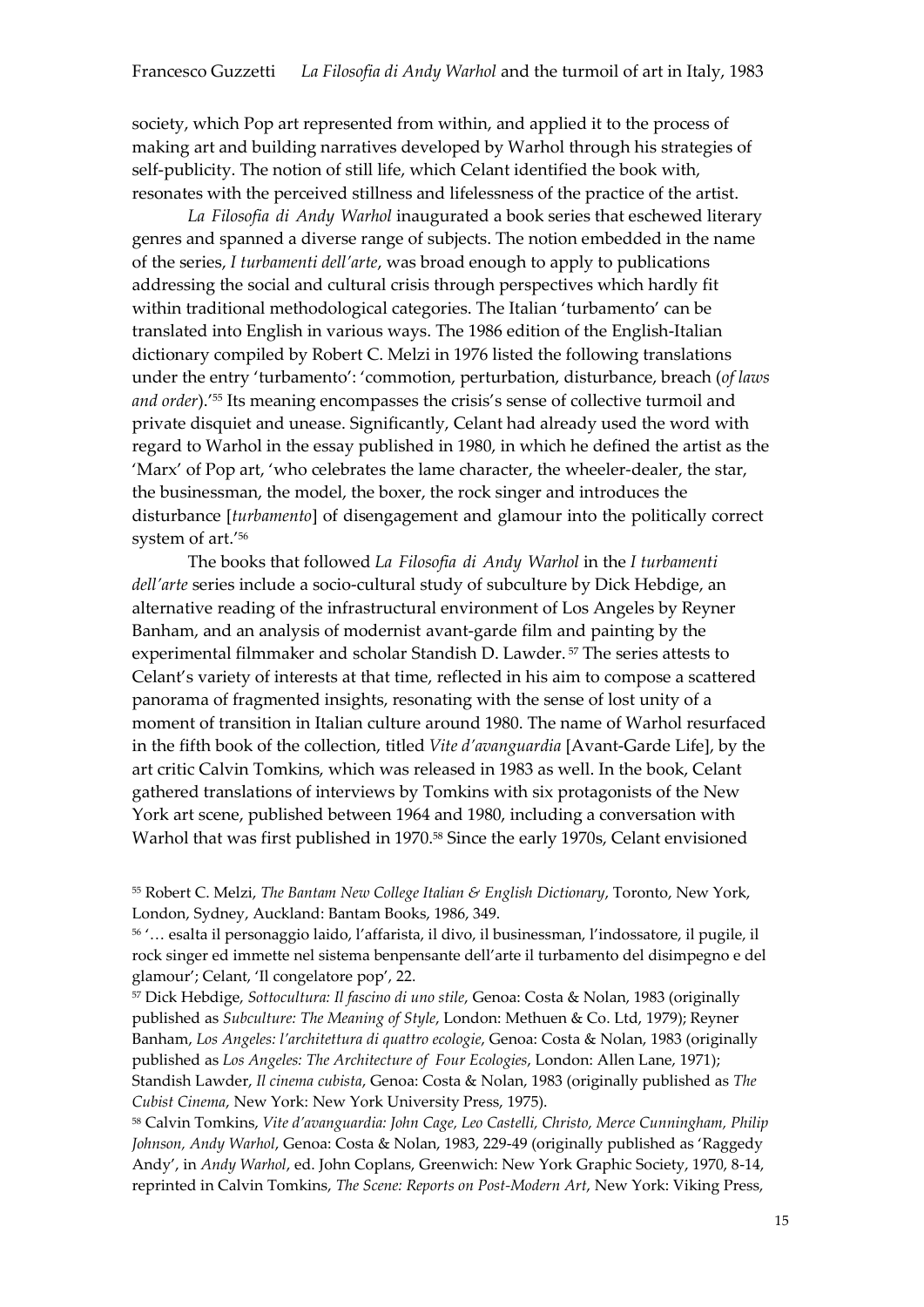society, which Pop art represented from within, and applied it to the process of making art and building narratives developed by Warhol through his strategies of self-publicity. The notion of still life, which Celant identified the book with, resonates with the perceived stillness and lifelessness of the practice of the artist.

*La Filosofia di Andy Warhol* inaugurated a book series that eschewed literary genres and spanned a diverse range of subjects. The notion embedded in the name of the series, *I turbamenti dell'arte*, was broad enough to apply to publications addressing the social and cultural crisis through perspectives which hardly fit within traditional methodological categories. The Italian 'turbamento' can be translated into English in various ways. The 1986 edition of the English-Italian dictionary compiled by Robert C. Melzi in 1976 listed the following translations under the entry 'turbamento': 'commotion, perturbation, disturbance, breach (*of laws and order*).'[55] Its meaning encompasses the crisis's sense of collective turmoil and private disquiet and unease. Significantly, Celant had already used the word with regard to Warhol in the essay published in 1980, in which he defined the artist as the 'Marx' of Pop art, 'who celebrates the lame character, the wheeler-dealer, the star, the businessman, the model, the boxer, the rock singer and introduces the disturbance [*turbamento*] of disengagement and glamour into the politically correct system of art.'[56]

The books that followed *La Filosofia di Andy Warhol* in the *I turbamenti dell'arte* series include a socio-cultural study of subculture by Dick Hebdige, an alternative reading of the infrastructural environment of Los Angeles by Reyner Banham, and an analysis of modernist avant-garde film and painting by the experimental filmmaker and scholar Standish D. Lawder.[57] The series attests to Celant's variety of interests at that time, reflected in his aim to compose a scattered panorama of fragmented insights, resonating with the sense of lost unity of a moment of transition in Italian culture around 1980. The name of Warhol resurfaced in the fifth book of the collection, titled *Vite d'avanguardia* [Avant-Garde Life], by the art critic Calvin Tomkins, which was released in 1983 as well. In the book, Celant gathered translations of interviews by Tomkins with six protagonists of the New York art scene, published between 1964 and 1980, including a conversation with Warhol that was first published in 1970.[58] Since the early 1970s, Celant envisioned

[55] Robert C. Melzi, *The Bantam New College Italian & English Dictionary*, Toronto, New York, London, Sydney, Auckland: Bantam Books, 1986, 349.

[56] '… esalta il personaggio laido, l'affarista, il divo, il businessman, l'indossatore, il pugile, il rock singer ed immette nel sistema benpensante dell'arte il turbamento del disimpegno e del glamour'; Celant, 'Il congelatore pop', 22.

[57] Dick Hebdige, *Sottocultura: Il fascino di uno stile*, Genoa: Costa & Nolan, 1983 (originally published as *Subculture: The Meaning of Style*, London: Methuen & Co. Ltd, 1979); Reyner Banham, *Los Angeles: l'architettura di quattro ecologie*, Genoa: Costa & Nolan, 1983 (originally published as *Los Angeles: The Architecture of Four Ecologies*, London: Allen Lane, 1971); Standish Lawder, *Il cinema cubista*, Genoa: Costa & Nolan, 1983 (originally published as *The Cubist Cinema*, New York: New York University Press, 1975).

[58] Calvin Tomkins, *Vite d'avanguardia: John Cage, Leo Castelli, Christo, Merce Cunningham, Philip Johnson, Andy Warhol*, Genoa: Costa & Nolan, 1983, 229-49 (originally published as 'Raggedy Andy', in *Andy Warhol*, ed. John Coplans, Greenwich: New York Graphic Society, 1970, 8-14, reprinted in Calvin Tomkins, *The Scene: Reports on Post-Modern Art*, New York: Viking Press,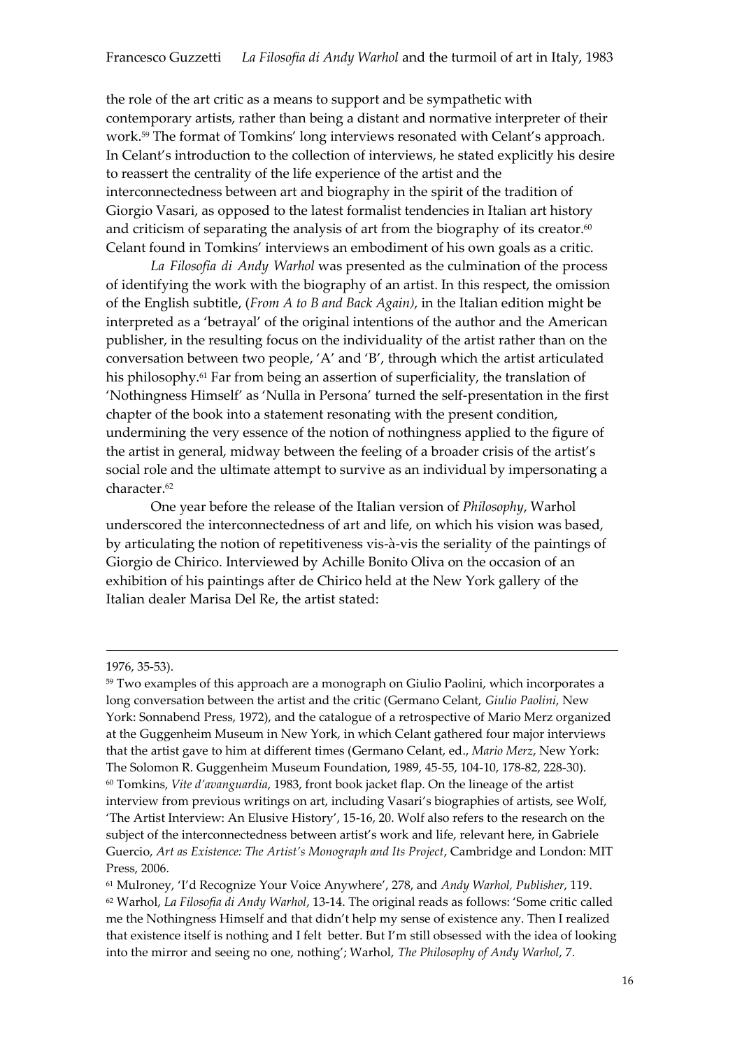the role of the art critic as a means to support and be sympathetic with contemporary artists, rather than being a distant and normative interpreter of their work.[59] The format of Tomkins' long interviews resonated with Celant's approach. In Celant's introduction to the collection of interviews, he stated explicitly his desire to reassert the centrality of the life experience of the artist and the interconnectedness between art and biography in the spirit of the tradition of Giorgio Vasari, as opposed to the latest formalist tendencies in Italian art history and criticism of separating the analysis of art from the biography of its creator.[60] Celant found in Tomkins' interviews an embodiment of his own goals as a critic.

*La Filosofia di Andy Warhol* was presented as the culmination of the process of identifying the work with the biography of an artist. In this respect, the omission of the English subtitle, (*From A to B and Back Again)*, in the Italian edition might be interpreted as a 'betrayal' of the original intentions of the author and the American publisher, in the resulting focus on the individuality of the artist rather than on the conversation between two people, 'A' and 'B', through which the artist articulated his philosophy.[61] Far from being an assertion of superficiality, the translation of 'Nothingness Himself' as 'Nulla in Persona' turned the self-presentation in the first chapter of the book into a statement resonating with the present condition, undermining the very essence of the notion of nothingness applied to the figure of the artist in general, midway between the feeling of a broader crisis of the artist's social role and the ultimate attempt to survive as an individual by impersonating a character.[62]

One year before the release of the Italian version of *Philosophy*, Warhol underscored the interconnectedness of art and life, on which his vision was based, by articulating the notion of repetitiveness vis-à-vis the seriality of the paintings of Giorgio de Chirico. Interviewed by Achille Bonito Oliva on the occasion of an exhibition of his paintings after de Chirico held at the New York gallery of the Italian dealer Marisa Del Re, the artist stated:

---

1976, 35-53).

[59] Two examples of this approach are a monograph on Giulio Paolini, which incorporates a long conversation between the artist and the critic (Germano Celant, *Giulio Paolini*, New York: Sonnabend Press, 1972), and the catalogue of a retrospective of Mario Merz organized at the Guggenheim Museum in New York, in which Celant gathered four major interviews that the artist gave to him at different times (Germano Celant, ed., *Mario Merz*, New York: The Solomon R. Guggenheim Museum Foundation, 1989, 45-55, 104-10, 178-82, 228-30).

[60] Tomkins, *Vite d'avanguardia*, 1983, front book jacket flap. On the lineage of the artist interview from previous writings on art, including Vasari's biographies of artists, see Wolf, 'The Artist Interview: An Elusive History', 15-16, 20. Wolf also refers to the research on the subject of the interconnectedness between artist's work and life, relevant here, in Gabriele Guercio, *Art as Existence: The Artist's Monograph and Its Project*, Cambridge and London: MIT Press, 2006.

[61] Mulroney, 'I'd Recognize Your Voice Anywhere', 278, and *Andy Warhol, Publisher*, 119.

[62] Warhol, *La Filosofia di Andy Warhol*, 13-14. The original reads as follows: 'Some critic called me the Nothingness Himself and that didn't help my sense of existence any. Then I realized that existence itself is nothing and I felt better. But I'm still obsessed with the idea of looking into the mirror and seeing no one, nothing'; Warhol, *The Philosophy of Andy Warhol*, 7.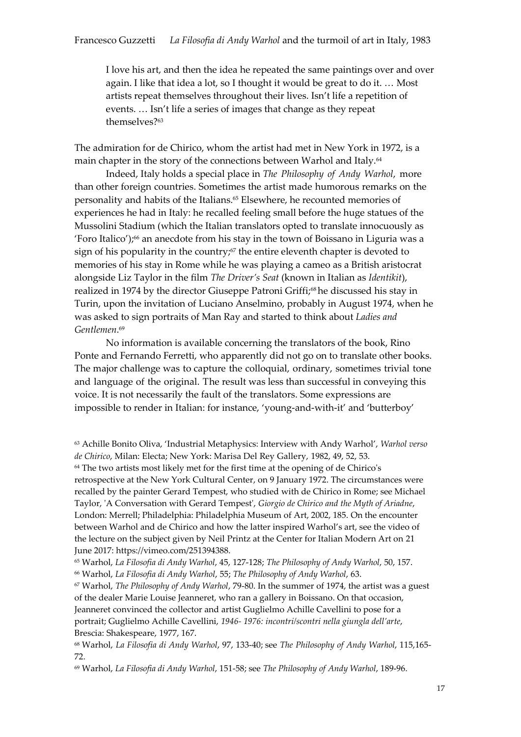> I love his art, and then the idea he repeated the same paintings over and over again. I like that idea a lot, so I thought it would be great to do it. … Most artists repeat themselves throughout their lives. Isn't life a repetition of events. … Isn't life a series of images that change as they repeat themselves?[63]

The admiration for de Chirico, whom the artist had met in New York in 1972, is a main chapter in the story of the connections between Warhol and Italy.[64]

Indeed, Italy holds a special place in *The Philosophy of Andy Warhol*, more than other foreign countries. Sometimes the artist made humorous remarks on the personality and habits of the Italians.[65] Elsewhere, he recounted memories of experiences he had in Italy: he recalled feeling small before the huge statues of the Mussolini Stadium (which the Italian translators opted to translate innocuously as 'Foro Italico');[66] an anecdote from his stay in the town of Boissano in Liguria was a sign of his popularity in the country;[67] the entire eleventh chapter is devoted to memories of his stay in Rome while he was playing a cameo as a British aristocrat alongside Liz Taylor in the film *The Driver's Seat* (known in Italian as *Identikit*), realized in 1974 by the director Giuseppe Patroni Griffi;[68] he discussed his stay in Turin, upon the invitation of Luciano Anselmino, probably in August 1974, when he was asked to sign portraits of Man Ray and started to think about *Ladies and Gentlemen*.[69]

No information is available concerning the translators of the book, Rino Ponte and Fernando Ferretti, who apparently did not go on to translate other books. The major challenge was to capture the colloquial, ordinary, sometimes trivial tone and language of the original. The result was less than successful in conveying this voice. It is not necessarily the fault of the translators. Some expressions are impossible to render in Italian: for instance, 'young-and-with-it' and 'butterboy'

[63] Achille Bonito Oliva, 'Industrial Metaphysics: Interview with Andy Warhol', *Warhol verso de Chirico*, Milan: Electa; New York: Marisa Del Rey Gallery, 1982, 49, 52, 53.

[64] The two artists most likely met for the first time at the opening of de Chirico's retrospective at the New York Cultural Center, on 9 January 1972. The circumstances were recalled by the painter Gerard Tempest, who studied with de Chirico in Rome; see Michael Taylor, 'A Conversation with Gerard Tempest', *Giorgio de Chirico and the Myth of Ariadne*, London: Merrell; Philadelphia: Philadelphia Museum of Art, 2002, 185. On the encounter between Warhol and de Chirico and how the latter inspired Warhol's art, see the video of the lecture on the subject given by Neil Printz at the Center for Italian Modern Art on 21 June 2017: https://vimeo.com/251394388.

[65] Warhol, *La Filosofia di Andy Warhol*, 45, 127-128; *The Philosophy of Andy Warhol*, 50, 157.

[66] Warhol, *La Filosofia di Andy Warhol*, 55; *The Philosophy of Andy Warhol*, 63.

[67] Warhol, *The Philosophy of Andy Warhol*, 79-80. In the summer of 1974, the artist was a guest of the dealer Marie Louise Jeanneret, who ran a gallery in Boissano. On that occasion, Jeanneret convinced the collector and artist Guglielmo Achille Cavellini to pose for a portrait; Guglielmo Achille Cavellini, *1946- 1976: incontri/scontri nella giungla dell'arte*, Brescia: Shakespeare, 1977, 167.

[68] Warhol, *La Filosofia di Andy Warhol*, 97, 133-40; see *The Philosophy of Andy Warhol*, 115,165-72.

[69] Warhol, *La Filosofia di Andy Warhol*, 151-58; see *The Philosophy of Andy Warhol*, 189-96.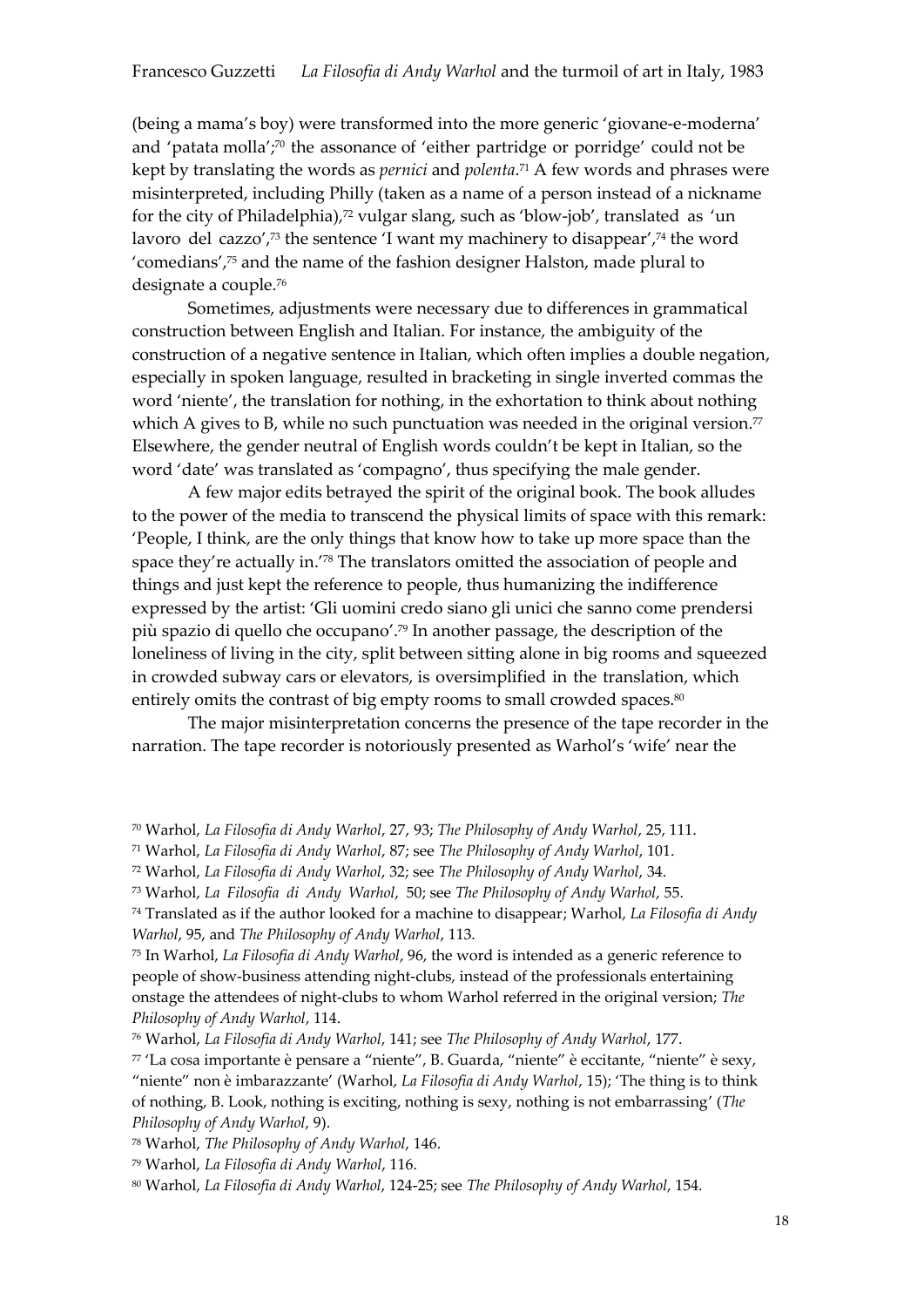(being a mama's boy) were transformed into the more generic 'giovane-e-moderna' and 'patata molla';[70] the assonance of 'either partridge or porridge' could not be kept by translating the words as *pernici* and *polenta*.[71] A few words and phrases were misinterpreted, including Philly (taken as a name of a person instead of a nickname for the city of Philadelphia),[72] vulgar slang, such as 'blow-job', translated as 'un lavoro del cazzo',[73] the sentence 'I want my machinery to disappear',[74] the word 'comedians',[75] and the name of the fashion designer Halston, made plural to designate a couple.[76]

Sometimes, adjustments were necessary due to differences in grammatical construction between English and Italian. For instance, the ambiguity of the construction of a negative sentence in Italian, which often implies a double negation, especially in spoken language, resulted in bracketing in single inverted commas the word 'niente', the translation for nothing, in the exhortation to think about nothing which A gives to B, while no such punctuation was needed in the original version.[77] Elsewhere, the gender neutral of English words couldn't be kept in Italian, so the word 'date' was translated as 'compagno', thus specifying the male gender.

A few major edits betrayed the spirit of the original book. The book alludes to the power of the media to transcend the physical limits of space with this remark: 'People, I think, are the only things that know how to take up more space than the space they're actually in.'[78] The translators omitted the association of people and things and just kept the reference to people, thus humanizing the indifference expressed by the artist: 'Gli uomini credo siano gli unici che sanno come prendersi più spazio di quello che occupano'.[79] In another passage, the description of the loneliness of living in the city, split between sitting alone in big rooms and squeezed in crowded subway cars or elevators, is oversimplified in the translation, which entirely omits the contrast of big empty rooms to small crowded spaces.[80]

The major misinterpretation concerns the presence of the tape recorder in the narration. The tape recorder is notoriously presented as Warhol's 'wife' near the

---

[70] Warhol, *La Filosofia di Andy Warhol*, 27, 93; *The Philosophy of Andy Warhol*, 25, 111.

[71] Warhol, *La Filosofia di Andy Warhol*, 87; see *The Philosophy of Andy Warhol*, 101.

[72] Warhol, *La Filosofia di Andy Warhol*, 32; see *The Philosophy of Andy Warhol*, 34.

[73] Warhol, *La Filosofia di Andy Warhol*, 50; see *The Philosophy of Andy Warhol*, 55.

[74] Translated as if the author looked for a machine to disappear; Warhol, *La Filosofia di Andy Warhol*, 95, and *The Philosophy of Andy Warhol*, 113.

[75] In Warhol, *La Filosofia di Andy Warhol*, 96, the word is intended as a generic reference to people of show-business attending night-clubs, instead of the professionals entertaining onstage the attendees of night-clubs to whom Warhol referred in the original version; *The Philosophy of Andy Warhol*, 114.

[76] Warhol, *La Filosofia di Andy Warhol*, 141; see *The Philosophy of Andy Warhol*, 177.

[77] 'La cosa importante è pensare a "niente", B. Guarda, "niente" è eccitante, "niente" è sexy, "niente" non è imbarazzante' (Warhol, *La Filosofia di Andy Warhol*, 15); 'The thing is to think of nothing, B. Look, nothing is exciting, nothing is sexy, nothing is not embarrassing' (*The Philosophy of Andy Warhol*, 9).

[78] Warhol, *The Philosophy of Andy Warhol*, 146.

[79] Warhol, *La Filosofia di Andy Warhol*, 116.

[80] Warhol, *La Filosofia di Andy Warhol*, 124-25; see *The Philosophy of Andy Warhol*, 154.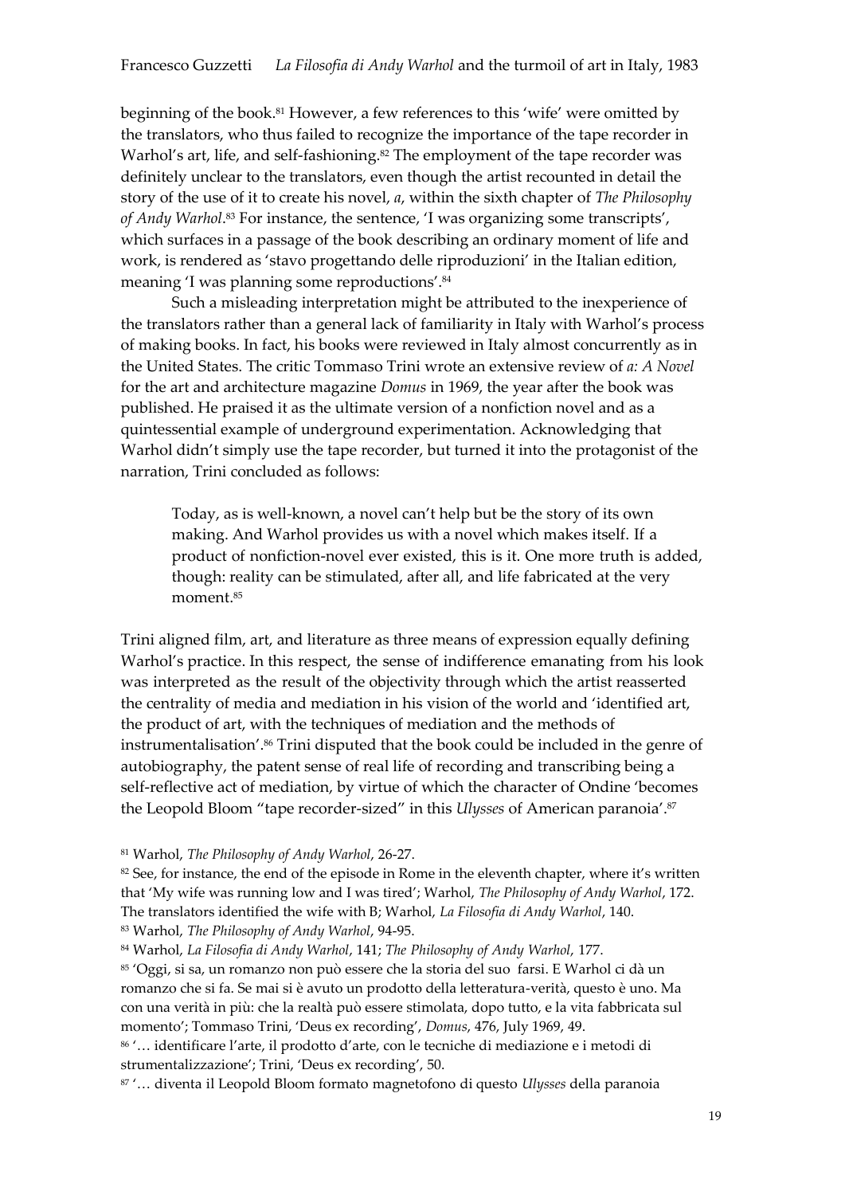beginning of the book.[81] However, a few references to this 'wife' were omitted by the translators, who thus failed to recognize the importance of the tape recorder in Warhol's art, life, and self-fashioning.[82] The employment of the tape recorder was definitely unclear to the translators, even though the artist recounted in detail the story of the use of it to create his novel, *a*, within the sixth chapter of *The Philosophy of Andy Warhol*.[83] For instance, the sentence, 'I was organizing some transcripts', which surfaces in a passage of the book describing an ordinary moment of life and work, is rendered as 'stavo progettando delle riproduzioni' in the Italian edition, meaning 'I was planning some reproductions'.[84]

Such a misleading interpretation might be attributed to the inexperience of the translators rather than a general lack of familiarity in Italy with Warhol's process of making books. In fact, his books were reviewed in Italy almost concurrently as in the United States. The critic Tommaso Trini wrote an extensive review of *a: A Novel* for the art and architecture magazine *Domus* in 1969, the year after the book was published. He praised it as the ultimate version of a nonfiction novel and as a quintessential example of underground experimentation. Acknowledging that Warhol didn't simply use the tape recorder, but turned it into the protagonist of the narration, Trini concluded as follows:

> Today, as is well-known, a novel can't help but be the story of its own making. And Warhol provides us with a novel which makes itself. If a product of nonfiction-novel ever existed, this is it. One more truth is added, though: reality can be stimulated, after all, and life fabricated at the very moment.[85]

Trini aligned film, art, and literature as three means of expression equally defining Warhol's practice. In this respect, the sense of indifference emanating from his look was interpreted as the result of the objectivity through which the artist reasserted the centrality of media and mediation in his vision of the world and 'identified art, the product of art, with the techniques of mediation and the methods of instrumentalisation'.[86] Trini disputed that the book could be included in the genre of autobiography, the patent sense of real life of recording and transcribing being a self-reflective act of mediation, by virtue of which the character of Ondine 'becomes the Leopold Bloom "tape recorder-sized" in this *Ulysses* of American paranoia'.[87]

[81] Warhol, *The Philosophy of Andy Warhol*, 26-27.

[82] See, for instance, the end of the episode in Rome in the eleventh chapter, where it's written that 'My wife was running low and I was tired'; Warhol, *The Philosophy of Andy Warhol*, 172. The translators identified the wife with B; Warhol, *La Filosofia di Andy Warhol*, 140.

[83] Warhol, *The Philosophy of Andy Warhol*, 94-95.

[84] Warhol, *La Filosofia di Andy Warhol*, 141; *The Philosophy of Andy Warhol*, 177.

[85] 'Oggi, si sa, un romanzo non può essere che la storia del suo farsi. E Warhol ci dà un romanzo che si fa. Se mai si è avuto un prodotto della letteratura-verità, questo è uno. Ma con una verità in più: che la realtà può essere stimolata, dopo tutto, e la vita fabbricata sul momento'; Tommaso Trini, 'Deus ex recording', *Domus*, 476, July 1969, 49.

[86] '… identificare l'arte, il prodotto d'arte, con le tecniche di mediazione e i metodi di strumentalizzazione'; Trini, 'Deus ex recording', 50.

[87] '… diventa il Leopold Bloom formato magnetofono di questo *Ulysses* della paranoia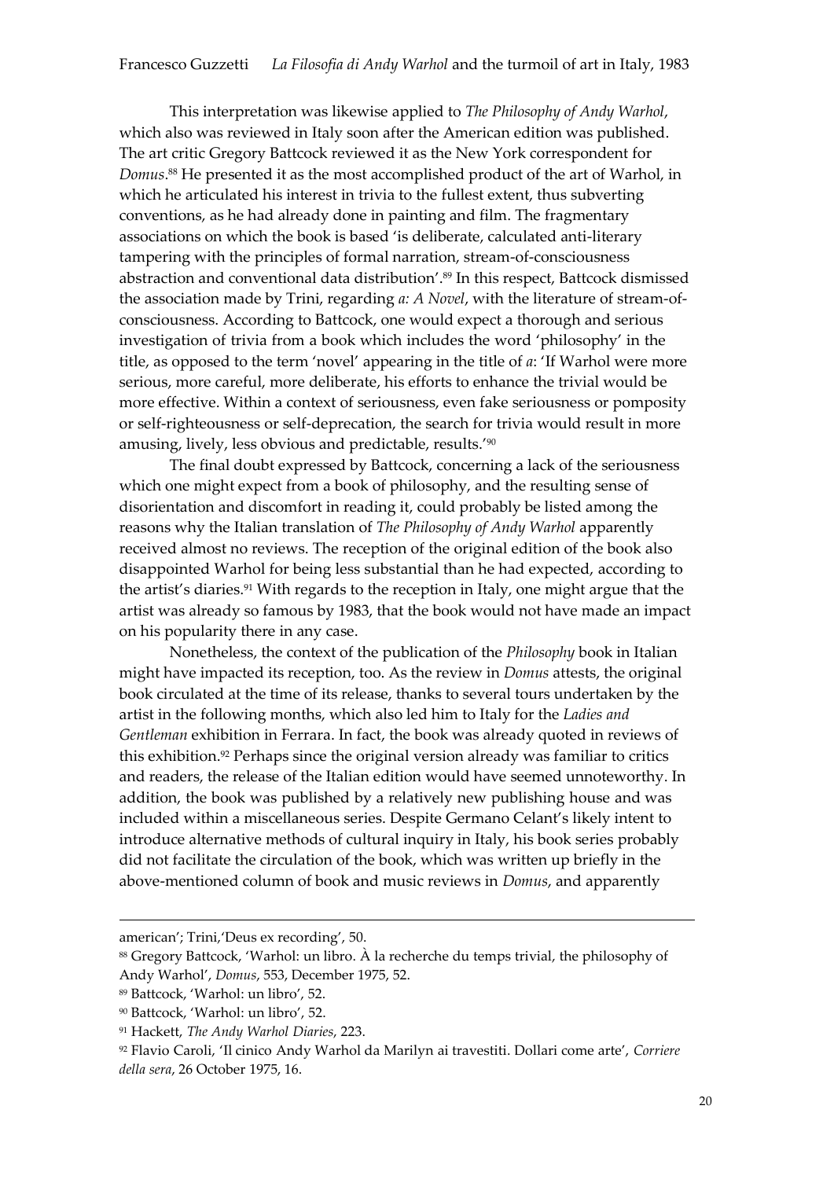This interpretation was likewise applied to *The Philosophy of Andy Warhol*, which also was reviewed in Italy soon after the American edition was published. The art critic Gregory Battcock reviewed it as the New York correspondent for *Domus*.[88] He presented it as the most accomplished product of the art of Warhol, in which he articulated his interest in trivia to the fullest extent, thus subverting conventions, as he had already done in painting and film. The fragmentary associations on which the book is based 'is deliberate, calculated anti-literary tampering with the principles of formal narration, stream-of-consciousness abstraction and conventional data distribution'.[89] In this respect, Battcock dismissed the association made by Trini, regarding *a: A Novel*, with the literature of stream-of-consciousness. According to Battcock, one would expect a thorough and serious investigation of trivia from a book which includes the word 'philosophy' in the title, as opposed to the term 'novel' appearing in the title of *a*: 'If Warhol were more serious, more careful, more deliberate, his efforts to enhance the trivial would be more effective. Within a context of seriousness, even fake seriousness or pomposity or self-righteousness or self-deprecation, the search for trivia would result in more amusing, lively, less obvious and predictable, results.'[90]

The final doubt expressed by Battcock, concerning a lack of the seriousness which one might expect from a book of philosophy, and the resulting sense of disorientation and discomfort in reading it, could probably be listed among the reasons why the Italian translation of *The Philosophy of Andy Warhol* apparently received almost no reviews. The reception of the original edition of the book also disappointed Warhol for being less substantial than he had expected, according to the artist's diaries.[91] With regards to the reception in Italy, one might argue that the artist was already so famous by 1983, that the book would not have made an impact on his popularity there in any case.

Nonetheless, the context of the publication of the *Philosophy* book in Italian might have impacted its reception, too. As the review in *Domus* attests, the original book circulated at the time of its release, thanks to several tours undertaken by the artist in the following months, which also led him to Italy for the *Ladies and Gentleman* exhibition in Ferrara. In fact, the book was already quoted in reviews of this exhibition.[92] Perhaps since the original version already was familiar to critics and readers, the release of the Italian edition would have seemed unnoteworthy. In addition, the book was published by a relatively new publishing house and was included within a miscellaneous series. Despite Germano Celant's likely intent to introduce alternative methods of cultural inquiry in Italy, his book series probably did not facilitate the circulation of the book, which was written up briefly in the above-mentioned column of book and music reviews in *Domus*, and apparently

---

american'; Trini,'Deus ex recording', 50.

[88] Gregory Battcock, 'Warhol: un libro. À la recherche du temps trivial, the philosophy of Andy Warhol', *Domus*, 553, December 1975, 52.

[89] Battcock, 'Warhol: un libro', 52.

[90] Battcock, 'Warhol: un libro', 52.

[91] Hackett, *The Andy Warhol Diaries*, 223.

[92] Flavio Caroli, 'Il cinico Andy Warhol da Marilyn ai travestiti. Dollari come arte', *Corriere della sera*, 26 October 1975, 16.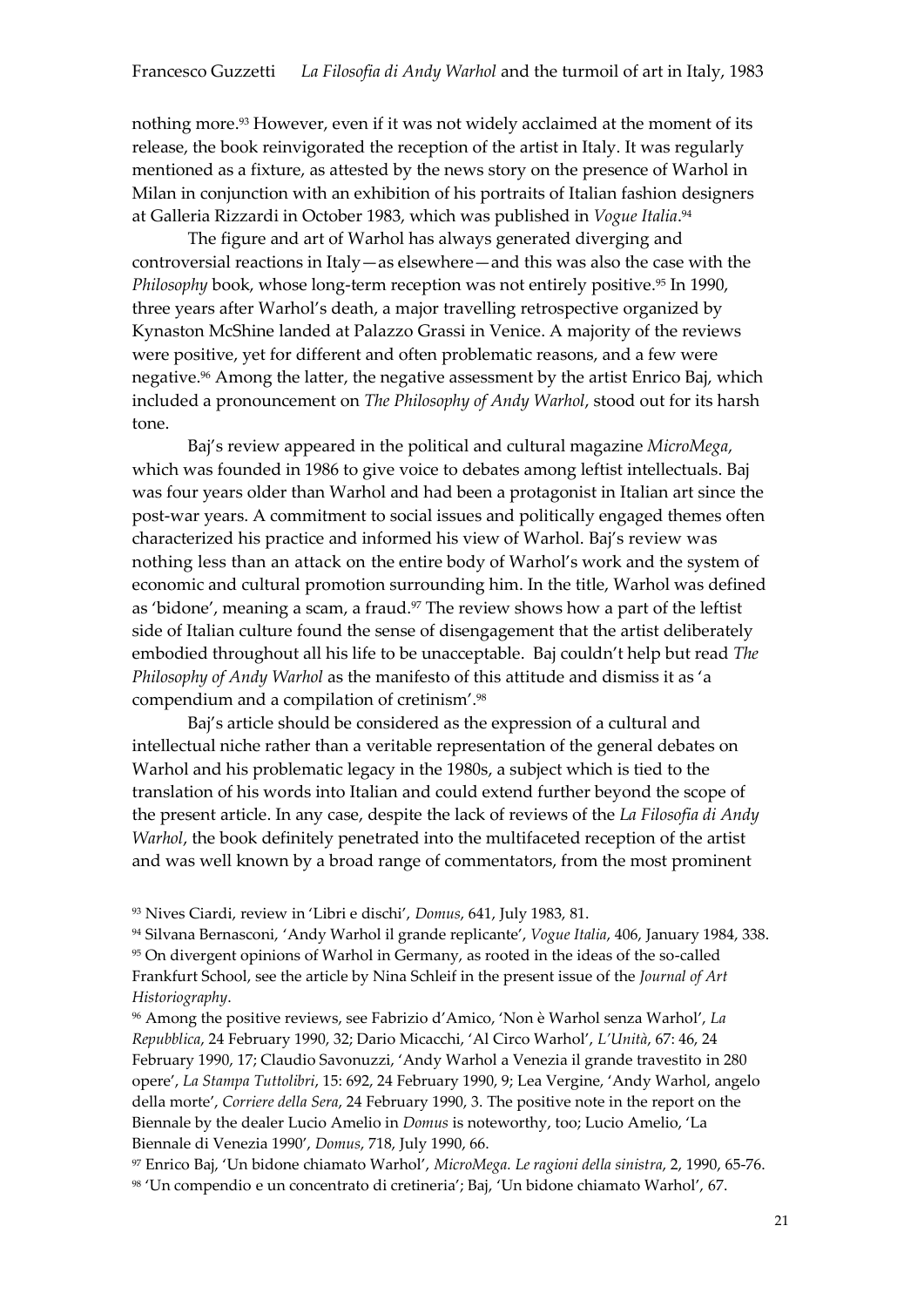nothing more.[93] However, even if it was not widely acclaimed at the moment of its release, the book reinvigorated the reception of the artist in Italy. It was regularly mentioned as a fixture, as attested by the news story on the presence of Warhol in Milan in conjunction with an exhibition of his portraits of Italian fashion designers at Galleria Rizzardi in October 1983, which was published in *Vogue Italia*.[94]

The figure and art of Warhol has always generated diverging and controversial reactions in Italy—as elsewhere—and this was also the case with the *Philosophy* book, whose long-term reception was not entirely positive.[95] In 1990, three years after Warhol's death, a major travelling retrospective organized by Kynaston McShine landed at Palazzo Grassi in Venice. A majority of the reviews were positive, yet for different and often problematic reasons, and a few were negative.[96] Among the latter, the negative assessment by the artist Enrico Baj, which included a pronouncement on *The Philosophy of Andy Warhol*, stood out for its harsh tone.

Baj's review appeared in the political and cultural magazine *MicroMega*, which was founded in 1986 to give voice to debates among leftist intellectuals. Baj was four years older than Warhol and had been a protagonist in Italian art since the post-war years. A commitment to social issues and politically engaged themes often characterized his practice and informed his view of Warhol. Baj's review was nothing less than an attack on the entire body of Warhol's work and the system of economic and cultural promotion surrounding him. In the title, Warhol was defined as 'bidone', meaning a scam, a fraud.[97] The review shows how a part of the leftist side of Italian culture found the sense of disengagement that the artist deliberately embodied throughout all his life to be unacceptable. Baj couldn't help but read *The Philosophy of Andy Warhol* as the manifesto of this attitude and dismiss it as 'a compendium and a compilation of cretinism'.[98]

Baj's article should be considered as the expression of a cultural and intellectual niche rather than a veritable representation of the general debates on Warhol and his problematic legacy in the 1980s, a subject which is tied to the translation of his words into Italian and could extend further beyond the scope of the present article. In any case, despite the lack of reviews of the *La Filosofia di Andy Warhol*, the book definitely penetrated into the multifaceted reception of the artist and was well known by a broad range of commentators, from the most prominent

[93] Nives Ciardi, review in 'Libri e dischi', *Domus*, 641, July 1983, 81.

[94] Silvana Bernasconi, 'Andy Warhol il grande replicante', *Vogue Italia*, 406, January 1984, 338.

[95] On divergent opinions of Warhol in Germany, as rooted in the ideas of the so-called Frankfurt School, see the article by Nina Schleif in the present issue of the *Journal of Art Historiography*.

[96] Among the positive reviews, see Fabrizio d'Amico, 'Non è Warhol senza Warhol', *La Repubblica*, 24 February 1990, 32; Dario Micacchi, 'Al Circo Warhol', *L'Unità*, 67: 46, 24 February 1990, 17; Claudio Savonuzzi, 'Andy Warhol a Venezia il grande travestito in 280 opere', *La Stampa Tuttolibri*, 15: 692, 24 February 1990, 9; Lea Vergine, 'Andy Warhol, angelo della morte', *Corriere della Sera*, 24 February 1990, 3. The positive note in the report on the Biennale by the dealer Lucio Amelio in *Domus* is noteworthy, too; Lucio Amelio, 'La Biennale di Venezia 1990', *Domus*, 718, July 1990, 66.

[97] Enrico Baj, 'Un bidone chiamato Warhol', *MicroMega. Le ragioni della sinistra*, 2, 1990, 65-76.

[98] 'Un compendio e un concentrato di cretineria'; Baj, 'Un bidone chiamato Warhol', 67.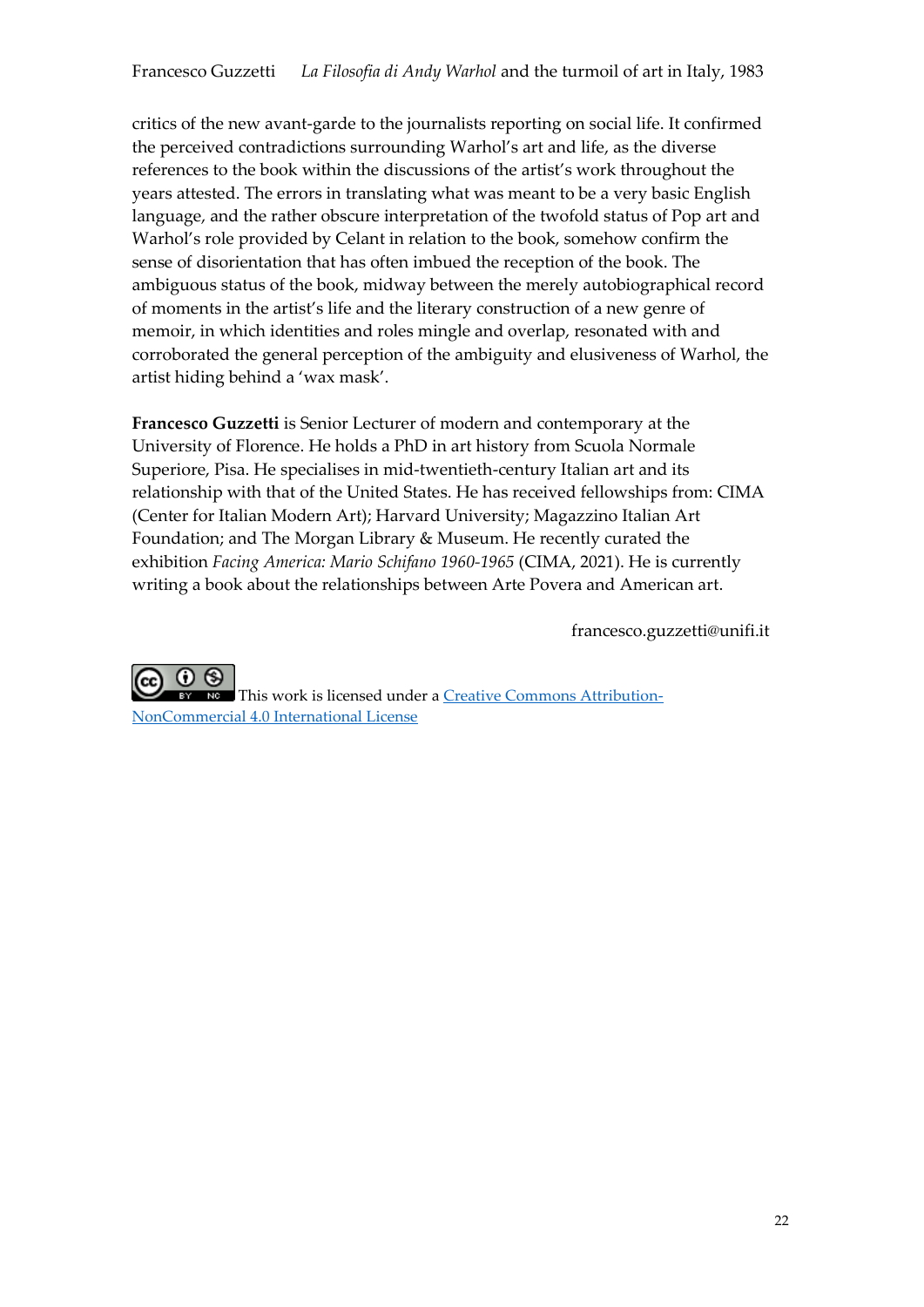critics of the new avant-garde to the journalists reporting on social life. It confirmed the perceived contradictions surrounding Warhol's art and life, as the diverse references to the book within the discussions of the artist's work throughout the years attested. The errors in translating what was meant to be a very basic English language, and the rather obscure interpretation of the twofold status of Pop art and Warhol's role provided by Celant in relation to the book, somehow confirm the sense of disorientation that has often imbued the reception of the book. The ambiguous status of the book, midway between the merely autobiographical record of moments in the artist's life and the literary construction of a new genre of memoir, in which identities and roles mingle and overlap, resonated with and corroborated the general perception of the ambiguity and elusiveness of Warhol, the artist hiding behind a 'wax mask'.

**Francesco Guzzetti** is Senior Lecturer of modern and contemporary at the University of Florence. He holds a PhD in art history from Scuola Normale Superiore, Pisa. He specialises in mid-twentieth-century Italian art and its relationship with that of the United States. He has received fellowships from: CIMA (Center for Italian Modern Art); Harvard University; Magazzino Italian Art Foundation; and The Morgan Library & Museum. He recently curated the exhibition *Facing America: Mario Schifano 1960-1965* (CIMA, 2021). He is currently writing a book about the relationships between Arte Povera and American art.

francesco.guzzetti@unifi.it

This work is licensed under a [Creative Commons Attribution-NonCommercial 4.0 International License]()